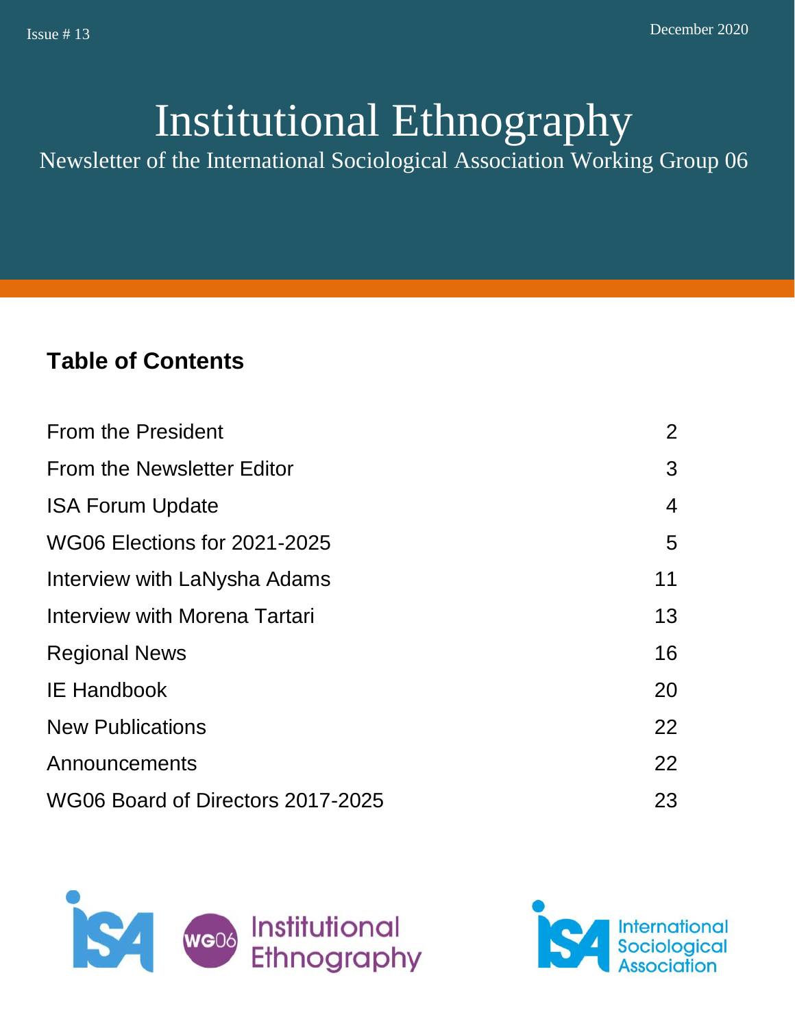Issue # 13

December 2020

# Institutional Ethnography

Newsletter of the International Sociological Association Working Group 06

## Table of Contents

| | |
|---|---|
| From the President | 2 |
| From the Newsletter Editor | 3 |
| ISA Forum Update | 4 |
| WG06 Elections for 2021-2025 | 5 |
| Interview with LaNysha Adams | 11 |
| Interview with Morena Tartari | 13 |
| Regional News | 16 |
| IE Handbook | 20 |
| New Publications | 22 |
| Announcements | 22 |
| WG06 Board of Directors 2017-2025 | 23 |

ISA WG06 Institutional Ethnography

ISA International Sociological Association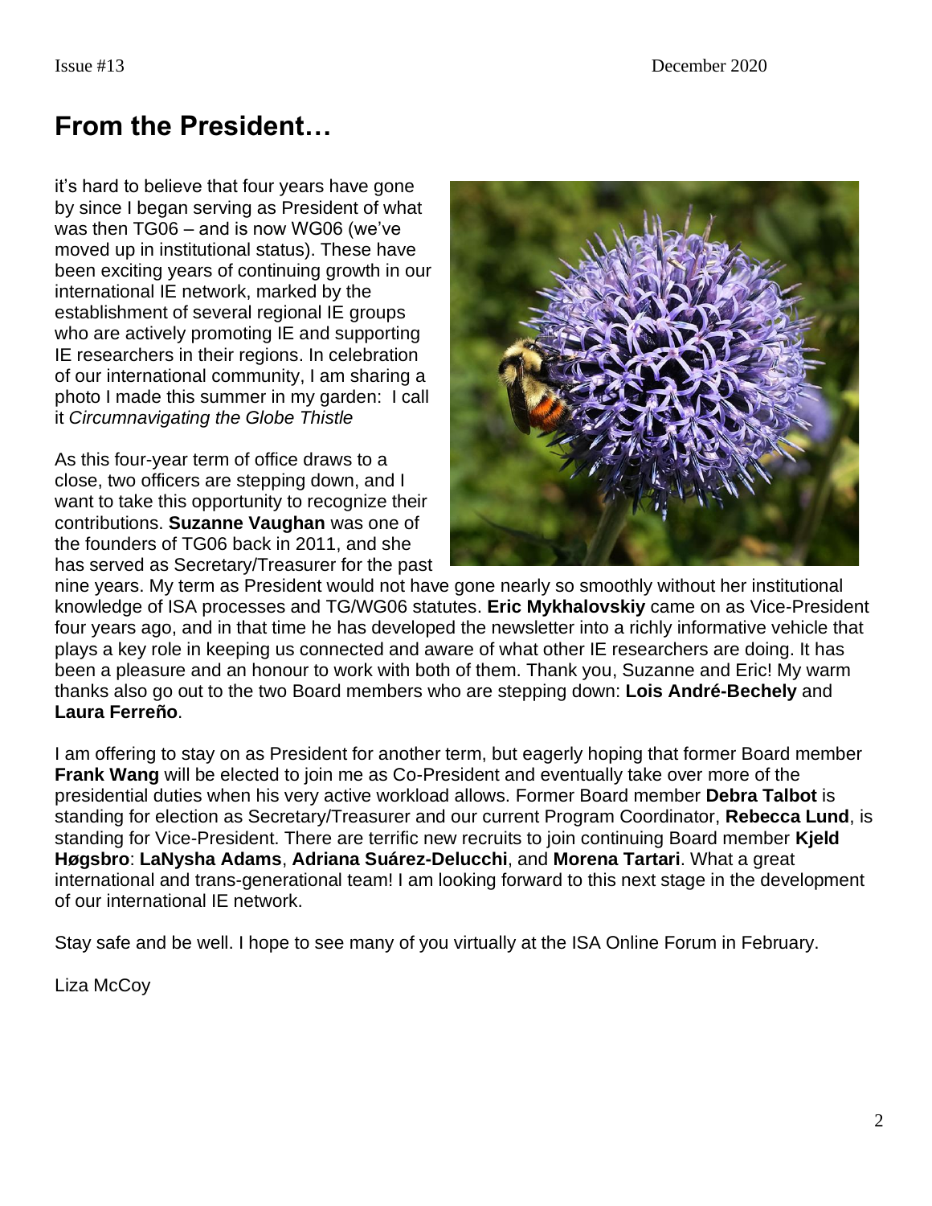## From the President…

it's hard to believe that four years have gone by since I began serving as President of what was then TG06 – and is now WG06 (we've moved up in institutional status). These have been exciting years of continuing growth in our international IE network, marked by the establishment of several regional IE groups who are actively promoting IE and supporting IE researchers in their regions. In celebration of our international community, I am sharing a photo I made this summer in my garden: I call it *Circumnavigating the Globe Thistle*

As this four-year term of office draws to a close, two officers are stepping down, and I want to take this opportunity to recognize their contributions. **Suzanne Vaughan** was one of the founders of TG06 back in 2011, and she has served as Secretary/Treasurer for the past nine years. My term as President would not have gone nearly so smoothly without her institutional knowledge of ISA processes and TG/WG06 statutes. **Eric Mykhalovskiy** came on as Vice-President four years ago, and in that time he has developed the newsletter into a richly informative vehicle that plays a key role in keeping us connected and aware of what other IE researchers are doing. It has been a pleasure and an honour to work with both of them. Thank you, Suzanne and Eric! My warm thanks also go out to the two Board members who are stepping down: **Lois André-Bechely** and **Laura Ferreño**.

I am offering to stay on as President for another term, but eagerly hoping that former Board member **Frank Wang** will be elected to join me as Co-President and eventually take over more of the presidential duties when his very active workload allows. Former Board member **Debra Talbot** is standing for election as Secretary/Treasurer and our current Program Coordinator, **Rebecca Lund**, is standing for Vice-President. There are terrific new recruits to join continuing Board member **Kjeld Høgsbro**: **LaNysha Adams**, **Adriana Suárez-Delucchi**, and **Morena Tartari**. What a great international and trans-generational team! I am looking forward to this next stage in the development of our international IE network.

Stay safe and be well. I hope to see many of you virtually at the ISA Online Forum in February.

Liza McCoy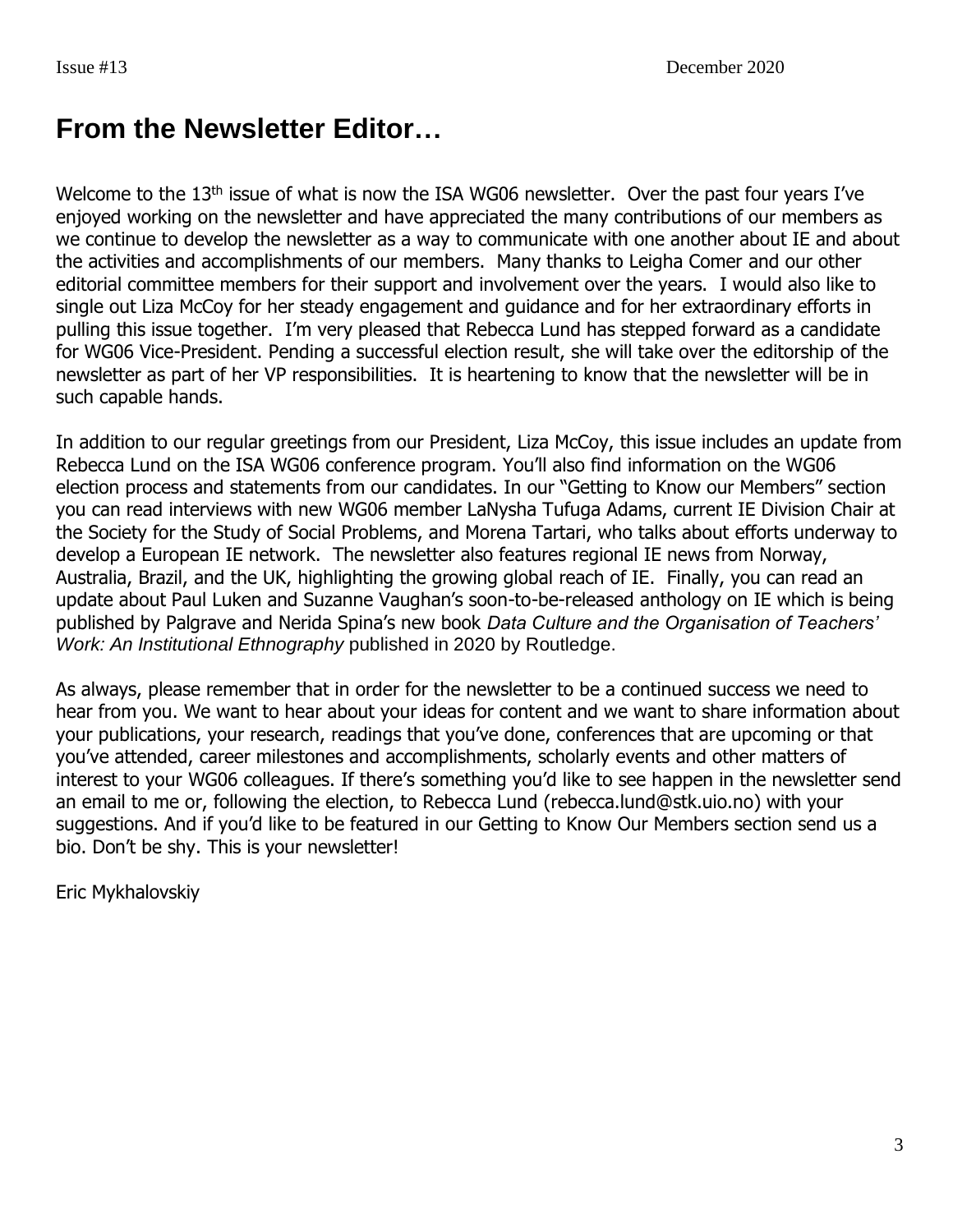# From the Newsletter Editor…

Welcome to the 13th issue of what is now the ISA WG06 newsletter. Over the past four years I've enjoyed working on the newsletter and have appreciated the many contributions of our members as we continue to develop the newsletter as a way to communicate with one another about IE and about the activities and accomplishments of our members. Many thanks to Leigha Comer and our other editorial committee members for their support and involvement over the years. I would also like to single out Liza McCoy for her steady engagement and guidance and for her extraordinary efforts in pulling this issue together. I'm very pleased that Rebecca Lund has stepped forward as a candidate for WG06 Vice-President. Pending a successful election result, she will take over the editorship of the newsletter as part of her VP responsibilities. It is heartening to know that the newsletter will be in such capable hands.

In addition to our regular greetings from our President, Liza McCoy, this issue includes an update from Rebecca Lund on the ISA WG06 conference program. You'll also find information on the WG06 election process and statements from our candidates. In our "Getting to Know our Members" section you can read interviews with new WG06 member LaNysha Tufuga Adams, current IE Division Chair at the Society for the Study of Social Problems, and Morena Tartari, who talks about efforts underway to develop a European IE network. The newsletter also features regional IE news from Norway, Australia, Brazil, and the UK, highlighting the growing global reach of IE. Finally, you can read an update about Paul Luken and Suzanne Vaughan's soon-to-be-released anthology on IE which is being published by Palgrave and Nerida Spina's new book *Data Culture and the Organisation of Teachers' Work: An Institutional Ethnography* published in 2020 by Routledge.

As always, please remember that in order for the newsletter to be a continued success we need to hear from you. We want to hear about your ideas for content and we want to share information about your publications, your research, readings that you've done, conferences that are upcoming or that you've attended, career milestones and accomplishments, scholarly events and other matters of interest to your WG06 colleagues. If there's something you'd like to see happen in the newsletter send an email to me or, following the election, to Rebecca Lund (rebecca.lund@stk.uio.no) with your suggestions. And if you'd like to be featured in our Getting to Know Our Members section send us a bio. Don't be shy. This is your newsletter!

Eric Mykhalovskiy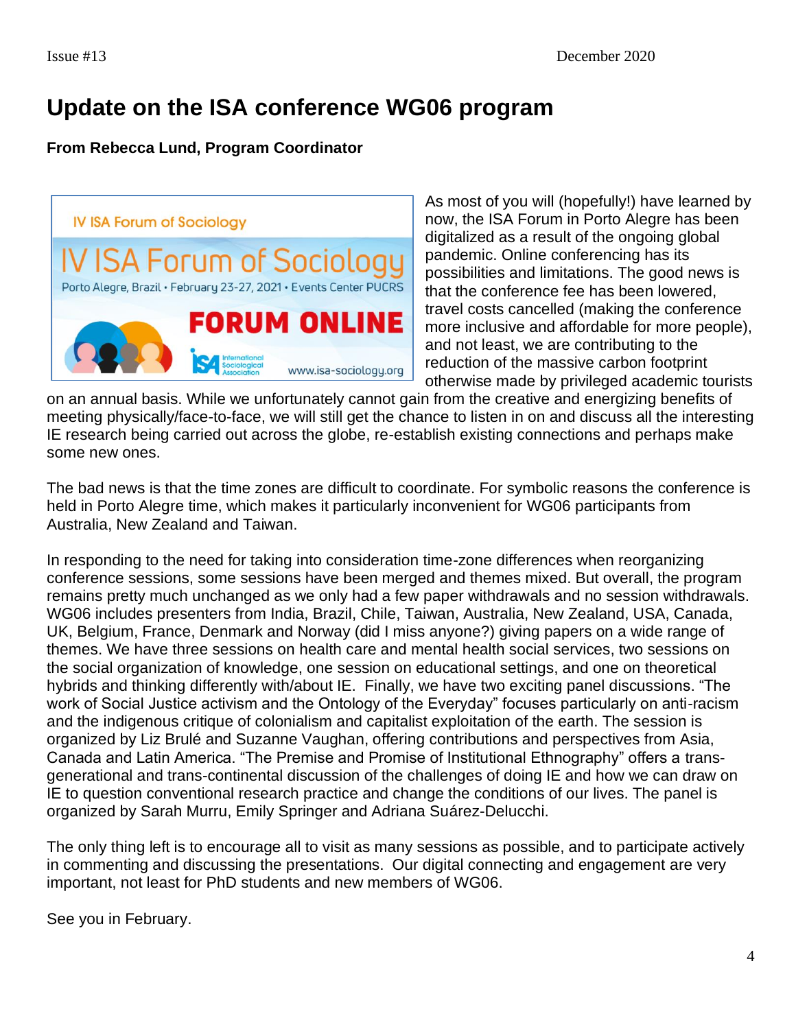# Update on the ISA conference WG06 program

**From Rebecca Lund, Program Coordinator**

As most of you will (hopefully!) have learned by now, the ISA Forum in Porto Alegre has been digitalized as a result of the ongoing global pandemic. Online conferencing has its possibilities and limitations. The good news is that the conference fee has been lowered, travel costs cancelled (making the conference more inclusive and affordable for more people), and not least, we are contributing to the reduction of the massive carbon footprint otherwise made by privileged academic tourists on an annual basis. While we unfortunately cannot gain from the creative and energizing benefits of meeting physically/face-to-face, we will still get the chance to listen in on and discuss all the interesting IE research being carried out across the globe, re-establish existing connections and perhaps make some new ones.

The bad news is that the time zones are difficult to coordinate. For symbolic reasons the conference is held in Porto Alegre time, which makes it particularly inconvenient for WG06 participants from Australia, New Zealand and Taiwan.

In responding to the need for taking into consideration time-zone differences when reorganizing conference sessions, some sessions have been merged and themes mixed. But overall, the program remains pretty much unchanged as we only had a few paper withdrawals and no session withdrawals. WG06 includes presenters from India, Brazil, Chile, Taiwan, Australia, New Zealand, USA, Canada, UK, Belgium, France, Denmark and Norway (did I miss anyone?) giving papers on a wide range of themes. We have three sessions on health care and mental health social services, two sessions on the social organization of knowledge, one session on educational settings, and one on theoretical hybrids and thinking differently with/about IE. Finally, we have two exciting panel discussions. "The work of Social Justice activism and the Ontology of the Everyday" focuses particularly on anti-racism and the indigenous critique of colonialism and capitalist exploitation of the earth. The session is organized by Liz Brulé and Suzanne Vaughan, offering contributions and perspectives from Asia, Canada and Latin America. "The Premise and Promise of Institutional Ethnography" offers a trans-generational and trans-continental discussion of the challenges of doing IE and how we can draw on IE to question conventional research practice and change the conditions of our lives. The panel is organized by Sarah Murru, Emily Springer and Adriana Suárez-Delucchi.

The only thing left is to encourage all to visit as many sessions as possible, and to participate actively in commenting and discussing the presentations. Our digital connecting and engagement are very important, not least for PhD students and new members of WG06.

See you in February.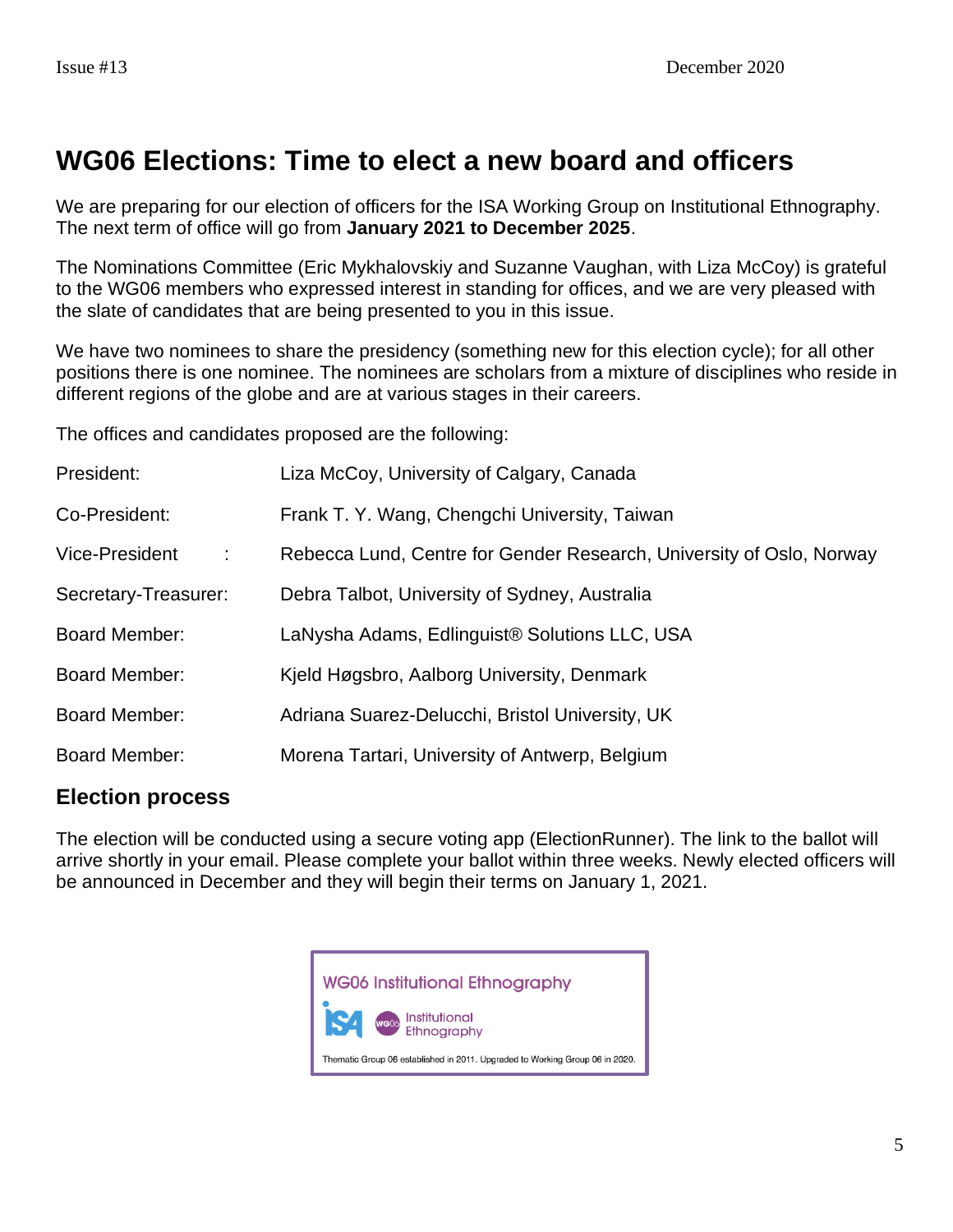# WG06 Elections: Time to elect a new board and officers

We are preparing for our election of officers for the ISA Working Group on Institutional Ethnography. The next term of office will go from **January 2021 to December 2025**.

The Nominations Committee (Eric Mykhalovskiy and Suzanne Vaughan, with Liza McCoy) is grateful to the WG06 members who expressed interest in standing for offices, and we are very pleased with the slate of candidates that are being presented to you in this issue.

We have two nominees to share the presidency (something new for this election cycle); for all other positions there is one nominee. The nominees are scholars from a mixture of disciplines who reside in different regions of the globe and are at various stages in their careers.

The offices and candidates proposed are the following:

| | |
|---|---|
| President: | Liza McCoy, University of Calgary, Canada |
| Co-President: | Frank T. Y. Wang, Chengchi University, Taiwan |
| Vice-President : | Rebecca Lund, Centre for Gender Research, University of Oslo, Norway |
| Secretary-Treasurer: | Debra Talbot, University of Sydney, Australia |
| Board Member: | LaNysha Adams, Edlinguist® Solutions LLC, USA |
| Board Member: | Kjeld Høgsbro, Aalborg University, Denmark |
| Board Member: | Adriana Suarez-Delucchi, Bristol University, UK |
| Board Member: | Morena Tartari, University of Antwerp, Belgium |

## Election process

The election will be conducted using a secure voting app (ElectionRunner). The link to the ballot will arrive shortly in your email. Please complete your ballot within three weeks. Newly elected officers will be announced in December and they will begin their terms on January 1, 2021.

WG06 Institutional Ethnography

ISA WG06 Institutional Ethnography

Thematic Group 06 established in 2011. Upgraded to Working Group 06 in 2020.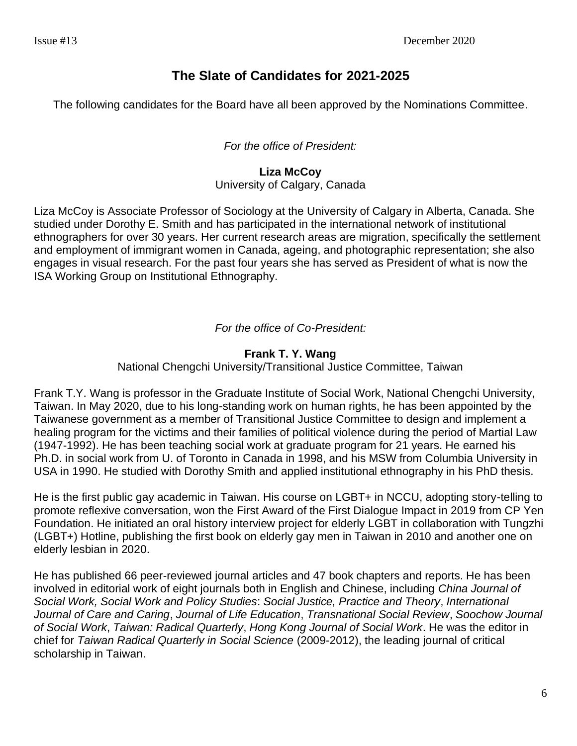## The Slate of Candidates for 2021-2025

The following candidates for the Board have all been approved by the Nominations Committee.

*For the office of President:*

**Liza McCoy**
University of Calgary, Canada

Liza McCoy is Associate Professor of Sociology at the University of Calgary in Alberta, Canada. She studied under Dorothy E. Smith and has participated in the international network of institutional ethnographers for over 30 years. Her current research areas are migration, specifically the settlement and employment of immigrant women in Canada, ageing, and photographic representation; she also engages in visual research. For the past four years she has served as President of what is now the ISA Working Group on Institutional Ethnography.

*For the office of Co-President:*

**Frank T. Y. Wang**
National Chengchi University/Transitional Justice Committee, Taiwan

Frank T.Y. Wang is professor in the Graduate Institute of Social Work, National Chengchi University, Taiwan. In May 2020, due to his long-standing work on human rights, he has been appointed by the Taiwanese government as a member of Transitional Justice Committee to design and implement a healing program for the victims and their families of political violence during the period of Martial Law (1947-1992). He has been teaching social work at graduate program for 21 years. He earned his Ph.D. in social work from U. of Toronto in Canada in 1998, and his MSW from Columbia University in USA in 1990. He studied with Dorothy Smith and applied institutional ethnography in his PhD thesis.

He is the first public gay academic in Taiwan. His course on LGBT+ in NCCU, adopting story-telling to promote reflexive conversation, won the First Award of the First Dialogue Impact in 2019 from CP Yen Foundation. He initiated an oral history interview project for elderly LGBT in collaboration with Tungzhi (LGBT+) Hotline, publishing the first book on elderly gay men in Taiwan in 2010 and another one on elderly lesbian in 2020.

He has published 66 peer-reviewed journal articles and 47 book chapters and reports. He has been involved in editorial work of eight journals both in English and Chinese, including *China Journal of Social Work, Social Work and Policy Studies*: *Social Justice, Practice and Theory*, *International Journal of Care and Caring*, *Journal of Life Education*, *Transnational Social Review*, *Soochow Journal of Social Work*, *Taiwan: Radical Quarterly*, *Hong Kong Journal of Social Work*. He was the editor in chief for *Taiwan Radical Quarterly in Social Science* (2009-2012), the leading journal of critical scholarship in Taiwan.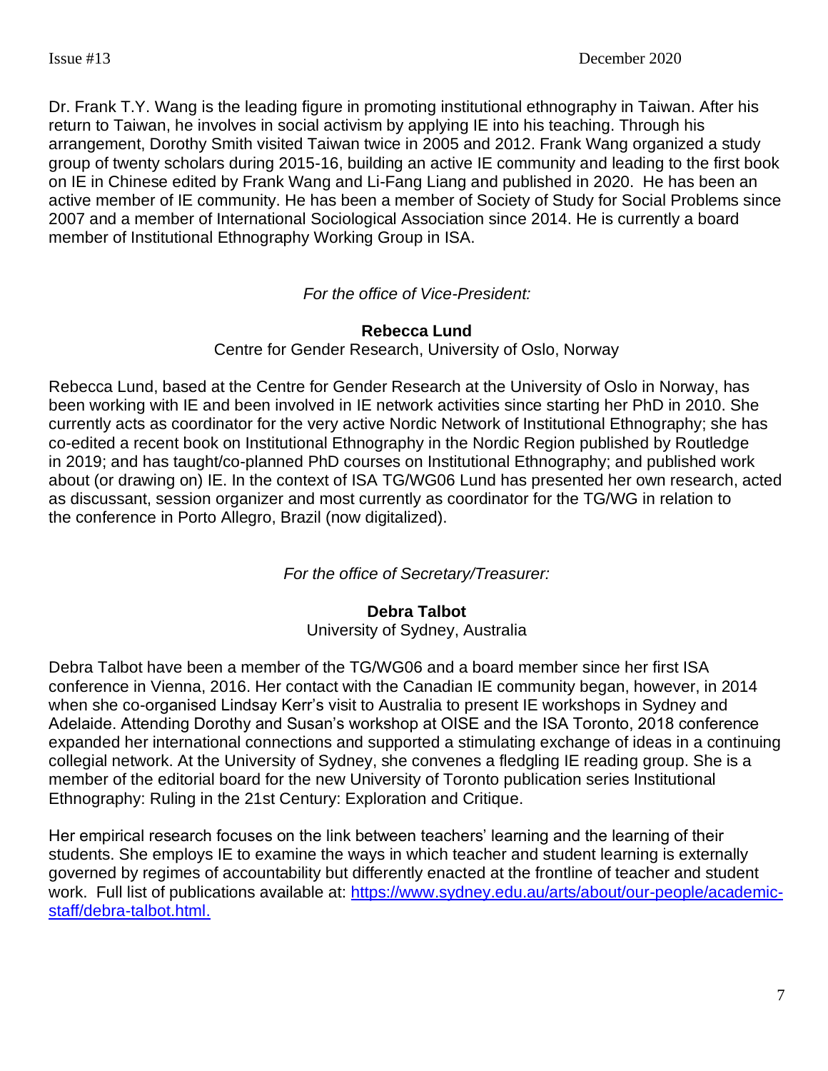Dr. Frank T.Y. Wang is the leading figure in promoting institutional ethnography in Taiwan. After his return to Taiwan, he involves in social activism by applying IE into his teaching. Through his arrangement, Dorothy Smith visited Taiwan twice in 2005 and 2012. Frank Wang organized a study group of twenty scholars during 2015-16, building an active IE community and leading to the first book on IE in Chinese edited by Frank Wang and Li-Fang Liang and published in 2020. He has been an active member of IE community. He has been a member of Society of Study for Social Problems since 2007 and a member of International Sociological Association since 2014. He is currently a board member of Institutional Ethnography Working Group in ISA.

*For the office of Vice-President:*

**Rebecca Lund**

Centre for Gender Research, University of Oslo, Norway

Rebecca Lund, based at the Centre for Gender Research at the University of Oslo in Norway, has been working with IE and been involved in IE network activities since starting her PhD in 2010. She currently acts as coordinator for the very active Nordic Network of Institutional Ethnography; she has co-edited a recent book on Institutional Ethnography in the Nordic Region published by Routledge in 2019; and has taught/co-planned PhD courses on Institutional Ethnography; and published work about (or drawing on) IE. In the context of ISA TG/WG06 Lund has presented her own research, acted as discussant, session organizer and most currently as coordinator for the TG/WG in relation to the conference in Porto Allegro, Brazil (now digitalized).

*For the office of Secretary/Treasurer:*

**Debra Talbot**

University of Sydney, Australia

Debra Talbot have been a member of the TG/WG06 and a board member since her first ISA conference in Vienna, 2016. Her contact with the Canadian IE community began, however, in 2014 when she co-organised Lindsay Kerr's visit to Australia to present IE workshops in Sydney and Adelaide. Attending Dorothy and Susan's workshop at OISE and the ISA Toronto, 2018 conference expanded her international connections and supported a stimulating exchange of ideas in a continuing collegial network. At the University of Sydney, she convenes a fledgling IE reading group. She is a member of the editorial board for the new University of Toronto publication series Institutional Ethnography: Ruling in the 21st Century: Exploration and Critique.

Her empirical research focuses on the link between teachers' learning and the learning of their students. She employs IE to examine the ways in which teacher and student learning is externally governed by regimes of accountability but differently enacted at the frontline of teacher and student work. Full list of publications available at: [https://www.sydney.edu.au/arts/about/our-people/academic-staff/debra-talbot.html.](https://www.sydney.edu.au/arts/about/our-people/academic-staff/debra-talbot.html)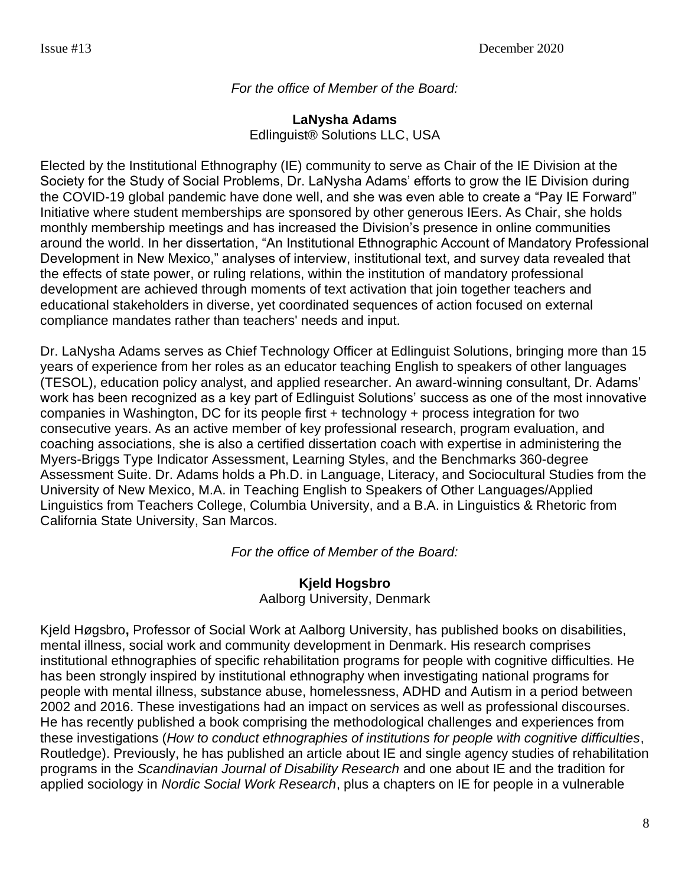*For the office of Member of the Board:*

**LaNysha Adams**
Edlinguist® Solutions LLC, USA

Elected by the Institutional Ethnography (IE) community to serve as Chair of the IE Division at the Society for the Study of Social Problems, Dr. LaNysha Adams' efforts to grow the IE Division during the COVID-19 global pandemic have done well, and she was even able to create a "Pay IE Forward" Initiative where student memberships are sponsored by other generous IEers. As Chair, she holds monthly membership meetings and has increased the Division's presence in online communities around the world. In her dissertation, "An Institutional Ethnographic Account of Mandatory Professional Development in New Mexico," analyses of interview, institutional text, and survey data revealed that the effects of state power, or ruling relations, within the institution of mandatory professional development are achieved through moments of text activation that join together teachers and educational stakeholders in diverse, yet coordinated sequences of action focused on external compliance mandates rather than teachers' needs and input.

Dr. LaNysha Adams serves as Chief Technology Officer at Edlinguist Solutions, bringing more than 15 years of experience from her roles as an educator teaching English to speakers of other languages (TESOL), education policy analyst, and applied researcher. An award-winning consultant, Dr. Adams' work has been recognized as a key part of Edlinguist Solutions' success as one of the most innovative companies in Washington, DC for its people first + technology + process integration for two consecutive years. As an active member of key professional research, program evaluation, and coaching associations, she is also a certified dissertation coach with expertise in administering the Myers-Briggs Type Indicator Assessment, Learning Styles, and the Benchmarks 360-degree Assessment Suite. Dr. Adams holds a Ph.D. in Language, Literacy, and Sociocultural Studies from the University of New Mexico, M.A. in Teaching English to Speakers of Other Languages/Applied Linguistics from Teachers College, Columbia University, and a B.A. in Linguistics & Rhetoric from California State University, San Marcos.

*For the office of Member of the Board:*

**Kjeld Hogsbro**
Aalborg University, Denmark

Kjeld Høgsbro**,** Professor of Social Work at Aalborg University, has published books on disabilities, mental illness, social work and community development in Denmark. His research comprises institutional ethnographies of specific rehabilitation programs for people with cognitive difficulties. He has been strongly inspired by institutional ethnography when investigating national programs for people with mental illness, substance abuse, homelessness, ADHD and Autism in a period between 2002 and 2016. These investigations had an impact on services as well as professional discourses. He has recently published a book comprising the methodological challenges and experiences from these investigations (*How to conduct ethnographies of institutions for people with cognitive difficulties*, Routledge). Previously, he has published an article about IE and single agency studies of rehabilitation programs in the *Scandinavian Journal of Disability Research* and one about IE and the tradition for applied sociology in *Nordic Social Work Research*, plus a chapters on IE for people in a vulnerable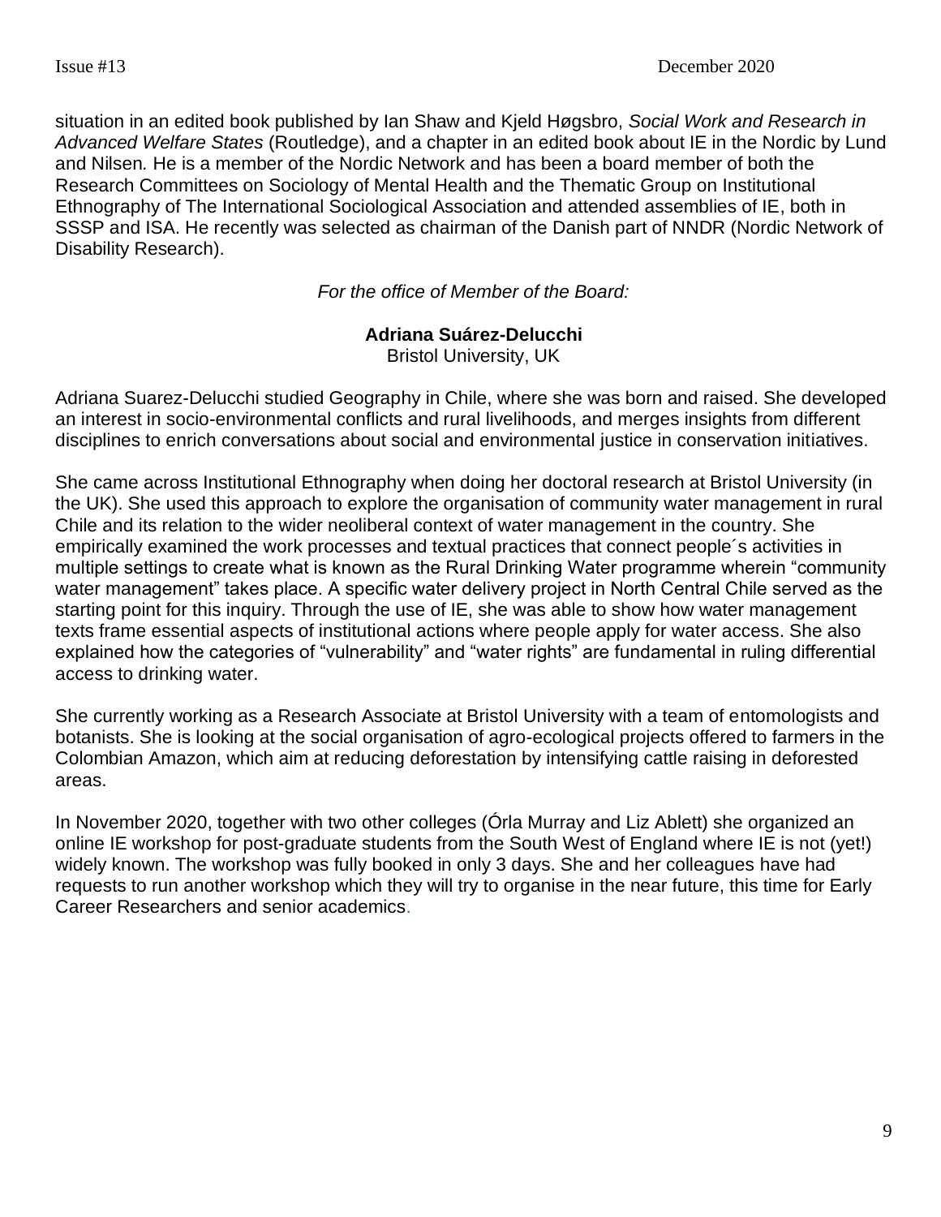situation in an edited book published by Ian Shaw and Kjeld Høgsbro, *Social Work and Research in Advanced Welfare States* (Routledge), and a chapter in an edited book about IE in the Nordic by Lund and Nilsen. He is a member of the Nordic Network and has been a board member of both the Research Committees on Sociology of Mental Health and the Thematic Group on Institutional Ethnography of The International Sociological Association and attended assemblies of IE, both in SSSP and ISA. He recently was selected as chairman of the Danish part of NNDR (Nordic Network of Disability Research).

*For the office of Member of the Board:*

**Adriana Suárez-Delucchi**
Bristol University, UK

Adriana Suarez-Delucchi studied Geography in Chile, where she was born and raised. She developed an interest in socio-environmental conflicts and rural livelihoods, and merges insights from different disciplines to enrich conversations about social and environmental justice in conservation initiatives.

She came across Institutional Ethnography when doing her doctoral research at Bristol University (in the UK). She used this approach to explore the organisation of community water management in rural Chile and its relation to the wider neoliberal context of water management in the country. She empirically examined the work processes and textual practices that connect people´s activities in multiple settings to create what is known as the Rural Drinking Water programme wherein "community water management" takes place. A specific water delivery project in North Central Chile served as the starting point for this inquiry. Through the use of IE, she was able to show how water management texts frame essential aspects of institutional actions where people apply for water access. She also explained how the categories of "vulnerability" and "water rights" are fundamental in ruling differential access to drinking water.

She currently working as a Research Associate at Bristol University with a team of entomologists and botanists. She is looking at the social organisation of agro-ecological projects offered to farmers in the Colombian Amazon, which aim at reducing deforestation by intensifying cattle raising in deforested areas.

In November 2020, together with two other colleges (Órla Murray and Liz Ablett) she organized an online IE workshop for post-graduate students from the South West of England where IE is not (yet!) widely known. The workshop was fully booked in only 3 days. She and her colleagues have had requests to run another workshop which they will try to organise in the near future, this time for Early Career Researchers and senior academics.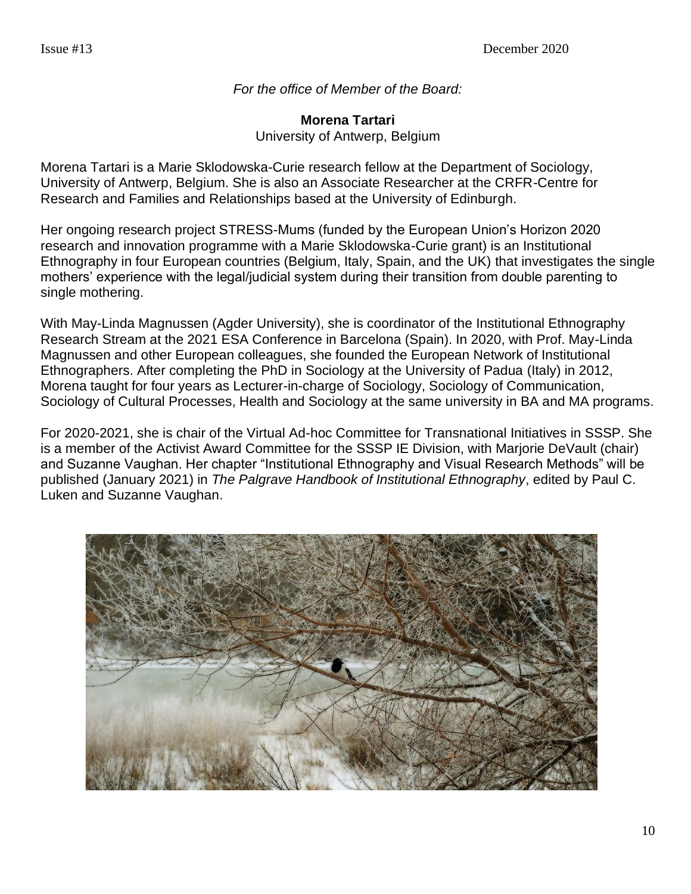*For the office of Member of the Board:*

**Morena Tartari**
University of Antwerp, Belgium

Morena Tartari is a Marie Sklodowska-Curie research fellow at the Department of Sociology, University of Antwerp, Belgium. She is also an Associate Researcher at the CRFR-Centre for Research and Families and Relationships based at the University of Edinburgh.

Her ongoing research project STRESS-Mums (funded by the European Union's Horizon 2020 research and innovation programme with a Marie Sklodowska-Curie grant) is an Institutional Ethnography in four European countries (Belgium, Italy, Spain, and the UK) that investigates the single mothers' experience with the legal/judicial system during their transition from double parenting to single mothering.

With May-Linda Magnussen (Agder University), she is coordinator of the Institutional Ethnography Research Stream at the 2021 ESA Conference in Barcelona (Spain). In 2020, with Prof. May-Linda Magnussen and other European colleagues, she founded the European Network of Institutional Ethnographers. After completing the PhD in Sociology at the University of Padua (Italy) in 2012, Morena taught for four years as Lecturer-in-charge of Sociology, Sociology of Communication, Sociology of Cultural Processes, Health and Sociology at the same university in BA and MA programs.

For 2020-2021, she is chair of the Virtual Ad-hoc Committee for Transnational Initiatives in SSSP. She is a member of the Activist Award Committee for the SSSP IE Division, with Marjorie DeVault (chair) and Suzanne Vaughan. Her chapter "Institutional Ethnography and Visual Research Methods" will be published (January 2021) in *The Palgrave Handbook of Institutional Ethnography*, edited by Paul C. Luken and Suzanne Vaughan.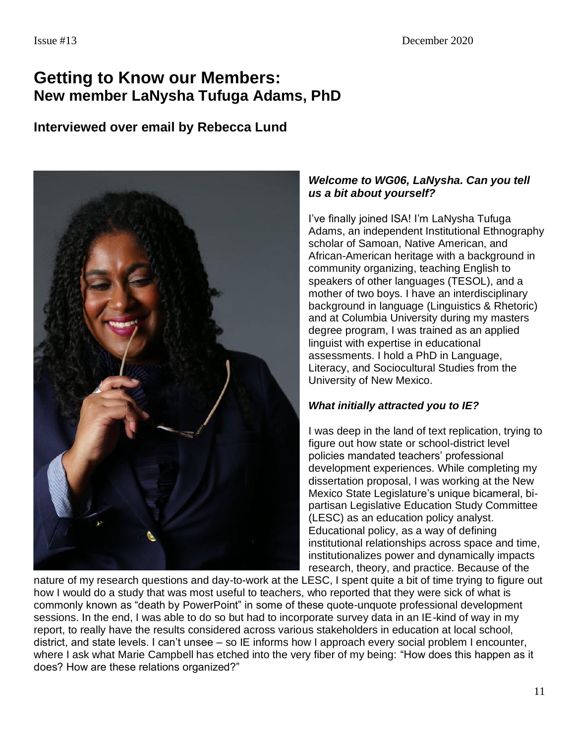# Getting to Know our Members:
## New member LaNysha Tufuga Adams, PhD

### Interviewed over email by Rebecca Lund

***Welcome to WG06, LaNysha. Can you tell us a bit about yourself?***

I've finally joined ISA! I'm LaNysha Tufuga Adams, an independent Institutional Ethnography scholar of Samoan, Native American, and African-American heritage with a background in community organizing, teaching English to speakers of other languages (TESOL), and a mother of two boys. I have an interdisciplinary background in language (Linguistics & Rhetoric) and at Columbia University during my masters degree program, I was trained as an applied linguist with expertise in educational assessments. I hold a PhD in Language, Literacy, and Sociocultural Studies from the University of New Mexico.

***What initially attracted you to IE?***

I was deep in the land of text replication, trying to figure out how state or school-district level policies mandated teachers' professional development experiences. While completing my dissertation proposal, I was working at the New Mexico State Legislature's unique bicameral, bi-partisan Legislative Education Study Committee (LESC) as an education policy analyst. Educational policy, as a way of defining institutional relationships across space and time, institutionalizes power and dynamically impacts research, theory, and practice. Because of the nature of my research questions and day-to-work at the LESC, I spent quite a bit of time trying to figure out how I would do a study that was most useful to teachers, who reported that they were sick of what is commonly known as "death by PowerPoint" in some of these quote-unquote professional development sessions. In the end, I was able to do so but had to incorporate survey data in an IE-kind of way in my report, to really have the results considered across various stakeholders in education at local school, district, and state levels. I can't unsee – so IE informs how I approach every social problem I encounter, where I ask what Marie Campbell has etched into the very fiber of my being: "How does this happen as it does? How are these relations organized?"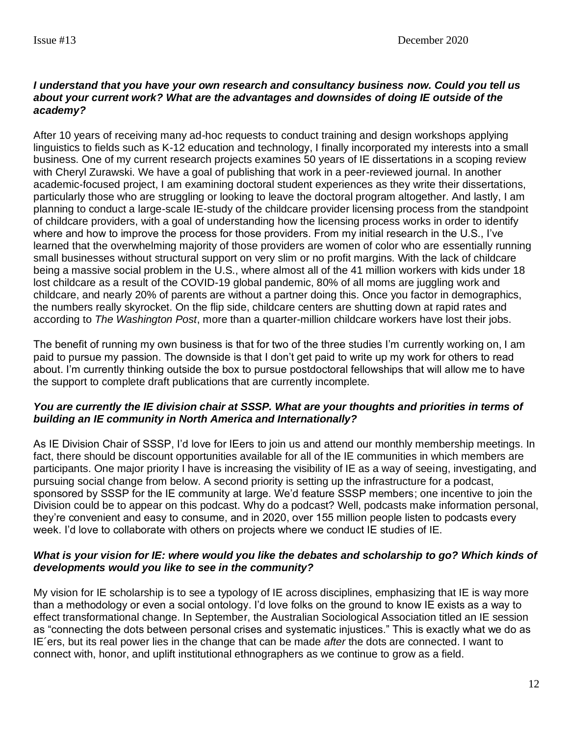***I understand that you have your own research and consultancy business now. Could you tell us about your current work? What are the advantages and downsides of doing IE outside of the academy?***

After 10 years of receiving many ad-hoc requests to conduct training and design workshops applying linguistics to fields such as K-12 education and technology, I finally incorporated my interests into a small business. One of my current research projects examines 50 years of IE dissertations in a scoping review with Cheryl Zurawski. We have a goal of publishing that work in a peer-reviewed journal. In another academic-focused project, I am examining doctoral student experiences as they write their dissertations, particularly those who are struggling or looking to leave the doctoral program altogether. And lastly, I am planning to conduct a large-scale IE-study of the childcare provider licensing process from the standpoint of childcare providers, with a goal of understanding how the licensing process works in order to identify where and how to improve the process for those providers. From my initial research in the U.S., I've learned that the overwhelming majority of those providers are women of color who are essentially running small businesses without structural support on very slim or no profit margins. With the lack of childcare being a massive social problem in the U.S., where almost all of the 41 million workers with kids under 18 lost childcare as a result of the COVID-19 global pandemic, 80% of all moms are juggling work and childcare, and nearly 20% of parents are without a partner doing this. Once you factor in demographics, the numbers really skyrocket. On the flip side, childcare centers are shutting down at rapid rates and according to *The Washington Post*, more than a quarter-million childcare workers have lost their jobs.

The benefit of running my own business is that for two of the three studies I'm currently working on, I am paid to pursue my passion. The downside is that I don't get paid to write up my work for others to read about. I'm currently thinking outside the box to pursue postdoctoral fellowships that will allow me to have the support to complete draft publications that are currently incomplete.

***You are currently the IE division chair at SSSP. What are your thoughts and priorities in terms of building an IE community in North America and Internationally?***

As IE Division Chair of SSSP, I'd love for IEers to join us and attend our monthly membership meetings. In fact, there should be discount opportunities available for all of the IE communities in which members are participants. One major priority I have is increasing the visibility of IE as a way of seeing, investigating, and pursuing social change from below. A second priority is setting up the infrastructure for a podcast, sponsored by SSSP for the IE community at large. We'd feature SSSP members; one incentive to join the Division could be to appear on this podcast. Why do a podcast? Well, podcasts make information personal, they're convenient and easy to consume, and in 2020, over 155 million people listen to podcasts every week. I'd love to collaborate with others on projects where we conduct IE studies of IE.

***What is your vision for IE: where would you like the debates and scholarship to go? Which kinds of developments would you like to see in the community?***

My vision for IE scholarship is to see a typology of IE across disciplines, emphasizing that IE is way more than a methodology or even a social ontology. I'd love folks on the ground to know IE exists as a way to effect transformational change. In September, the Australian Sociological Association titled an IE session as "connecting the dots between personal crises and systematic injustices." This is exactly what we do as IE´ers, but its real power lies in the change that can be made *after* the dots are connected. I want to connect with, honor, and uplift institutional ethnographers as we continue to grow as a field.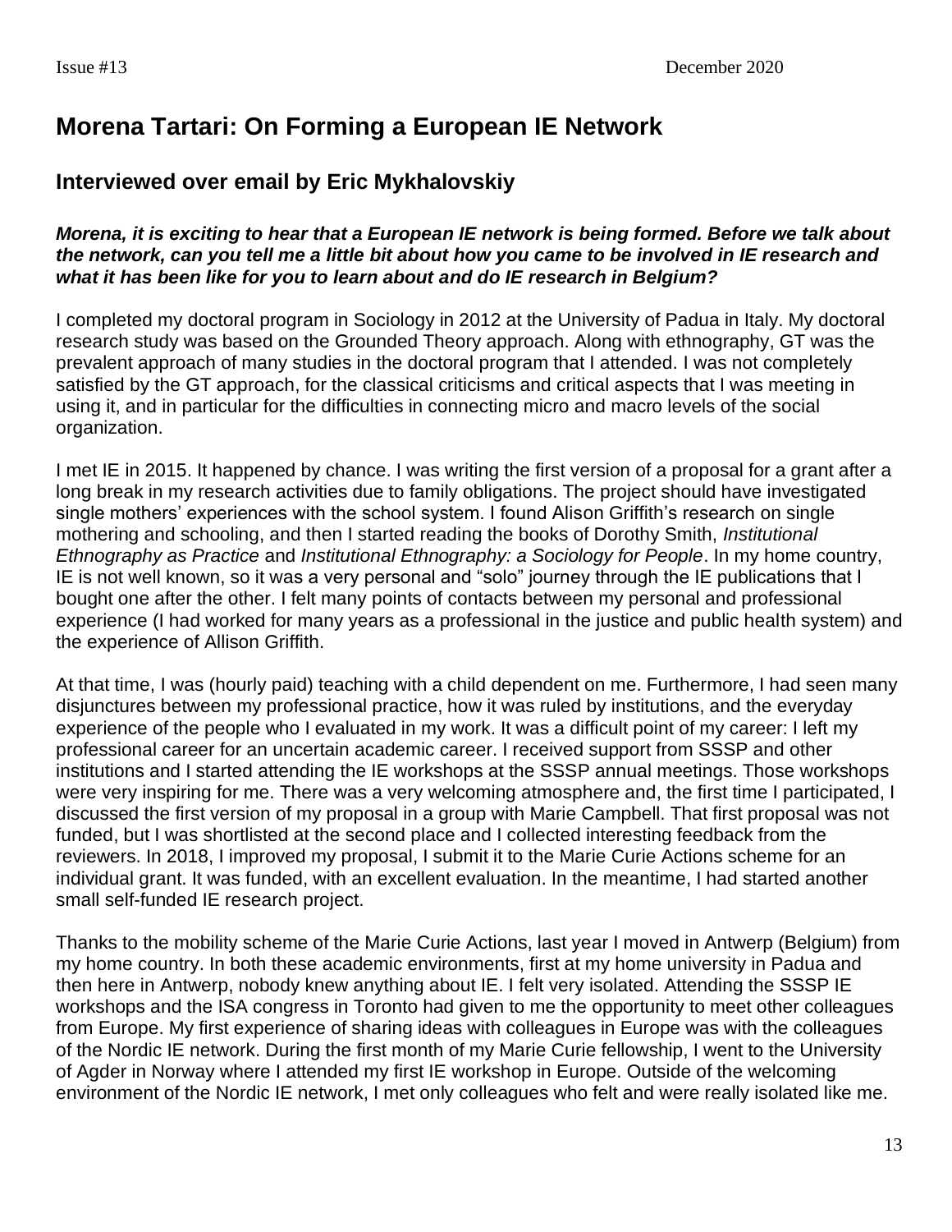## Morena Tartari: On Forming a European IE Network

### Interviewed over email by Eric Mykhalovskiy

***Morena, it is exciting to hear that a European IE network is being formed. Before we talk about the network, can you tell me a little bit about how you came to be involved in IE research and what it has been like for you to learn about and do IE research in Belgium?***

I completed my doctoral program in Sociology in 2012 at the University of Padua in Italy. My doctoral research study was based on the Grounded Theory approach. Along with ethnography, GT was the prevalent approach of many studies in the doctoral program that I attended. I was not completely satisfied by the GT approach, for the classical criticisms and critical aspects that I was meeting in using it, and in particular for the difficulties in connecting micro and macro levels of the social organization.

I met IE in 2015. It happened by chance. I was writing the first version of a proposal for a grant after a long break in my research activities due to family obligations. The project should have investigated single mothers' experiences with the school system. I found Alison Griffith's research on single mothering and schooling, and then I started reading the books of Dorothy Smith, *Institutional Ethnography as Practice* and *Institutional Ethnography: a Sociology for People*. In my home country, IE is not well known, so it was a very personal and "solo" journey through the IE publications that I bought one after the other. I felt many points of contacts between my personal and professional experience (I had worked for many years as a professional in the justice and public health system) and the experience of Allison Griffith.

At that time, I was (hourly paid) teaching with a child dependent on me. Furthermore, I had seen many disjunctures between my professional practice, how it was ruled by institutions, and the everyday experience of the people who I evaluated in my work. It was a difficult point of my career: I left my professional career for an uncertain academic career. I received support from SSSP and other institutions and I started attending the IE workshops at the SSSP annual meetings. Those workshops were very inspiring for me. There was a very welcoming atmosphere and, the first time I participated, I discussed the first version of my proposal in a group with Marie Campbell. That first proposal was not funded, but I was shortlisted at the second place and I collected interesting feedback from the reviewers. In 2018, I improved my proposal, I submit it to the Marie Curie Actions scheme for an individual grant. It was funded, with an excellent evaluation. In the meantime, I had started another small self-funded IE research project.

Thanks to the mobility scheme of the Marie Curie Actions, last year I moved in Antwerp (Belgium) from my home country. In both these academic environments, first at my home university in Padua and then here in Antwerp, nobody knew anything about IE. I felt very isolated. Attending the SSSP IE workshops and the ISA congress in Toronto had given to me the opportunity to meet other colleagues from Europe. My first experience of sharing ideas with colleagues in Europe was with the colleagues of the Nordic IE network. During the first month of my Marie Curie fellowship, I went to the University of Agder in Norway where I attended my first IE workshop in Europe. Outside of the welcoming environment of the Nordic IE network, I met only colleagues who felt and were really isolated like me.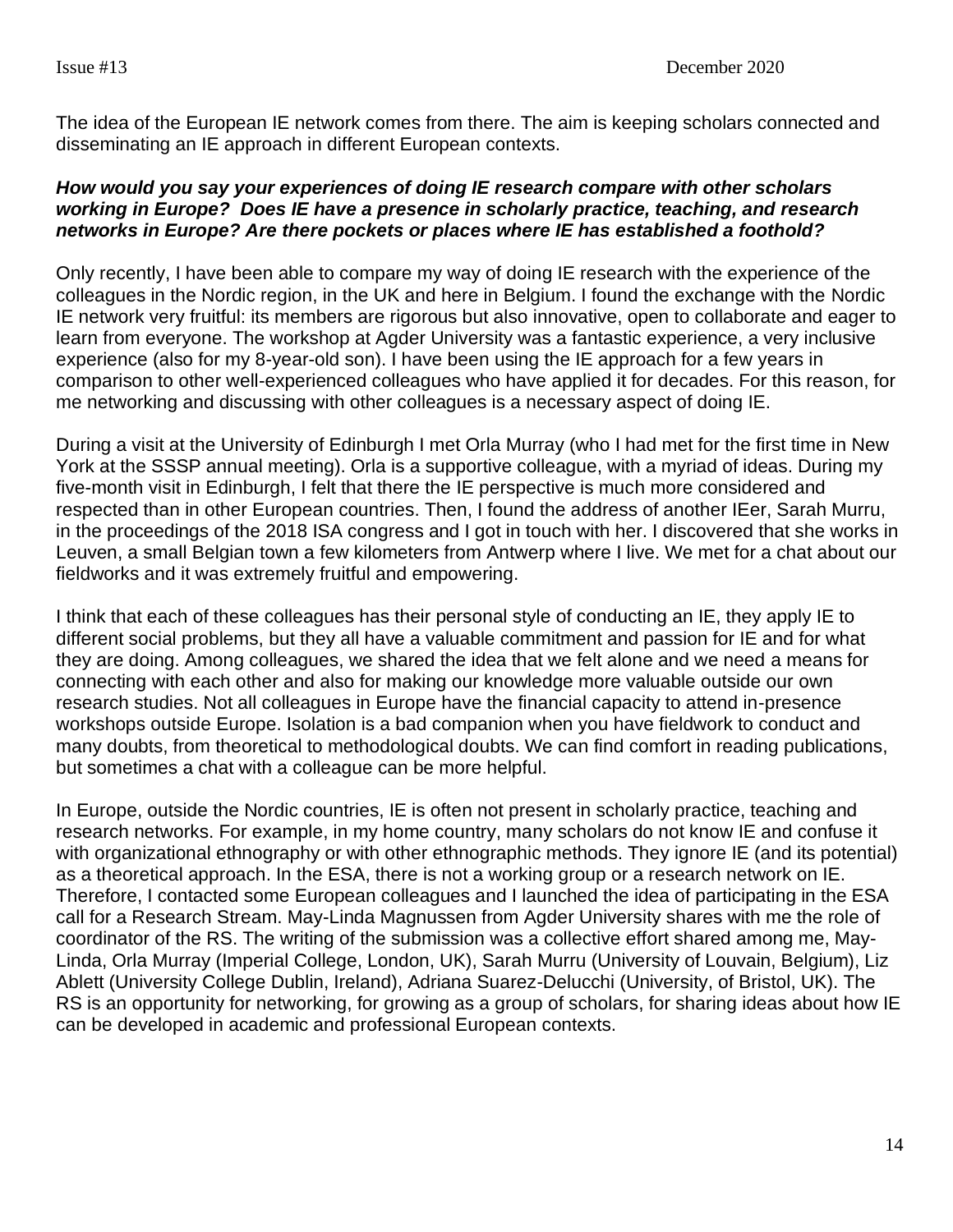The idea of the European IE network comes from there. The aim is keeping scholars connected and disseminating an IE approach in different European contexts.

***How would you say your experiences of doing IE research compare with other scholars working in Europe? Does IE have a presence in scholarly practice, teaching, and research networks in Europe? Are there pockets or places where IE has established a foothold?***

Only recently, I have been able to compare my way of doing IE research with the experience of the colleagues in the Nordic region, in the UK and here in Belgium. I found the exchange with the Nordic IE network very fruitful: its members are rigorous but also innovative, open to collaborate and eager to learn from everyone. The workshop at Agder University was a fantastic experience, a very inclusive experience (also for my 8-year-old son). I have been using the IE approach for a few years in comparison to other well-experienced colleagues who have applied it for decades. For this reason, for me networking and discussing with other colleagues is a necessary aspect of doing IE.

During a visit at the University of Edinburgh I met Orla Murray (who I had met for the first time in New York at the SSSP annual meeting). Orla is a supportive colleague, with a myriad of ideas. During my five-month visit in Edinburgh, I felt that there the IE perspective is much more considered and respected than in other European countries. Then, I found the address of another IEer, Sarah Murru, in the proceedings of the 2018 ISA congress and I got in touch with her. I discovered that she works in Leuven, a small Belgian town a few kilometers from Antwerp where I live. We met for a chat about our fieldworks and it was extremely fruitful and empowering.

I think that each of these colleagues has their personal style of conducting an IE, they apply IE to different social problems, but they all have a valuable commitment and passion for IE and for what they are doing. Among colleagues, we shared the idea that we felt alone and we need a means for connecting with each other and also for making our knowledge more valuable outside our own research studies. Not all colleagues in Europe have the financial capacity to attend in-presence workshops outside Europe. Isolation is a bad companion when you have fieldwork to conduct and many doubts, from theoretical to methodological doubts. We can find comfort in reading publications, but sometimes a chat with a colleague can be more helpful.

In Europe, outside the Nordic countries, IE is often not present in scholarly practice, teaching and research networks. For example, in my home country, many scholars do not know IE and confuse it with organizational ethnography or with other ethnographic methods. They ignore IE (and its potential) as a theoretical approach. In the ESA, there is not a working group or a research network on IE. Therefore, I contacted some European colleagues and I launched the idea of participating in the ESA call for a Research Stream. May-Linda Magnussen from Agder University shares with me the role of coordinator of the RS. The writing of the submission was a collective effort shared among me, May-Linda, Orla Murray (Imperial College, London, UK), Sarah Murru (University of Louvain, Belgium), Liz Ablett (University College Dublin, Ireland), Adriana Suarez-Delucchi (University, of Bristol, UK). The RS is an opportunity for networking, for growing as a group of scholars, for sharing ideas about how IE can be developed in academic and professional European contexts.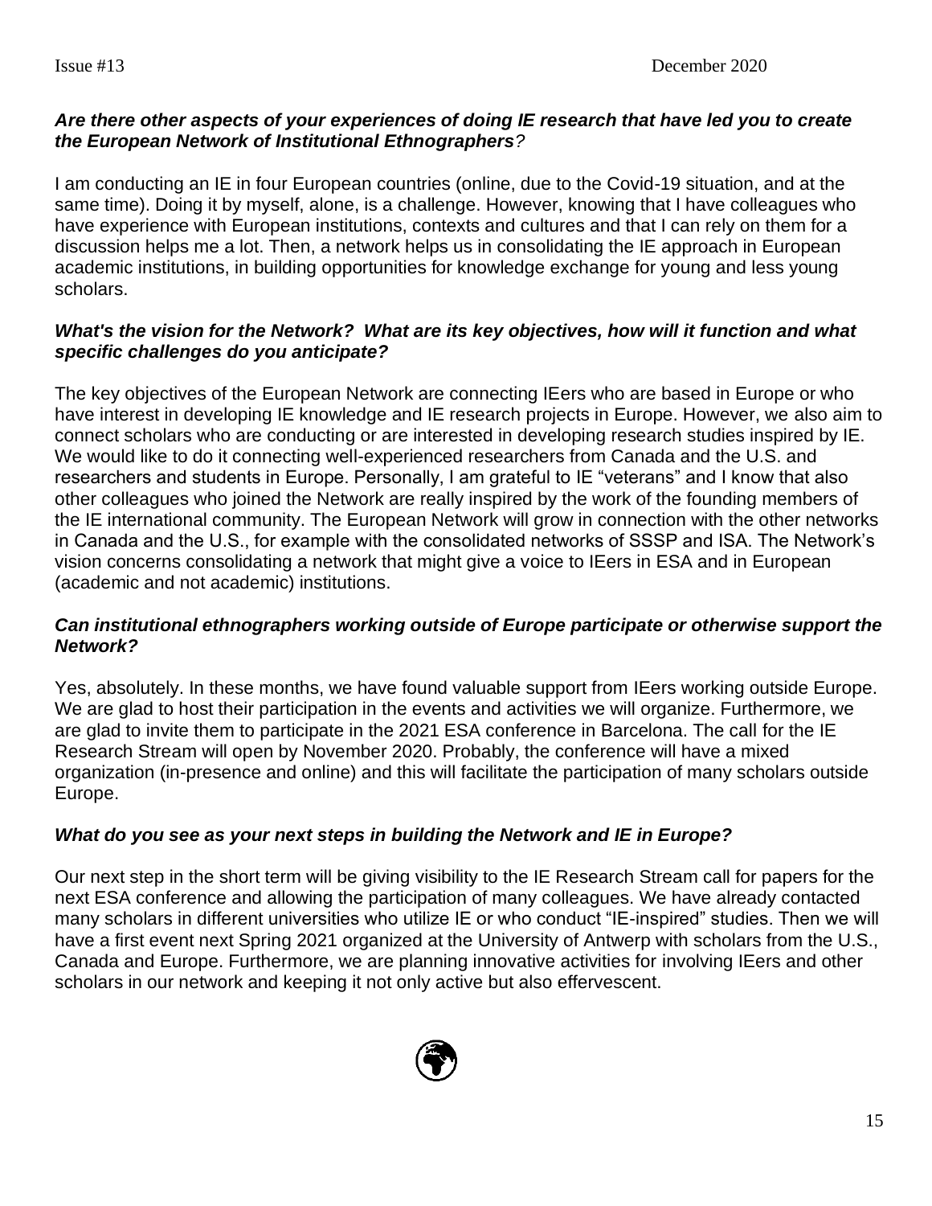***Are there other aspects of your experiences of doing IE research that have led you to create the European Network of Institutional Ethnographers?***

I am conducting an IE in four European countries (online, due to the Covid-19 situation, and at the same time). Doing it by myself, alone, is a challenge. However, knowing that I have colleagues who have experience with European institutions, contexts and cultures and that I can rely on them for a discussion helps me a lot. Then, a network helps us in consolidating the IE approach in European academic institutions, in building opportunities for knowledge exchange for young and less young scholars.

***What's the vision for the Network? What are its key objectives, how will it function and what specific challenges do you anticipate?***

The key objectives of the European Network are connecting IEers who are based in Europe or who have interest in developing IE knowledge and IE research projects in Europe. However, we also aim to connect scholars who are conducting or are interested in developing research studies inspired by IE. We would like to do it connecting well-experienced researchers from Canada and the U.S. and researchers and students in Europe. Personally, I am grateful to IE "veterans" and I know that also other colleagues who joined the Network are really inspired by the work of the founding members of the IE international community. The European Network will grow in connection with the other networks in Canada and the U.S., for example with the consolidated networks of SSSP and ISA. The Network's vision concerns consolidating a network that might give a voice to IEers in ESA and in European (academic and not academic) institutions.

***Can institutional ethnographers working outside of Europe participate or otherwise support the Network?***

Yes, absolutely. In these months, we have found valuable support from IEers working outside Europe. We are glad to host their participation in the events and activities we will organize. Furthermore, we are glad to invite them to participate in the 2021 ESA conference in Barcelona. The call for the IE Research Stream will open by November 2020. Probably, the conference will have a mixed organization (in-presence and online) and this will facilitate the participation of many scholars outside Europe.

***What do you see as your next steps in building the Network and IE in Europe?***

Our next step in the short term will be giving visibility to the IE Research Stream call for papers for the next ESA conference and allowing the participation of many colleagues. We have already contacted many scholars in different universities who utilize IE or who conduct "IE-inspired" studies. Then we will have a first event next Spring 2021 organized at the University of Antwerp with scholars from the U.S., Canada and Europe. Furthermore, we are planning innovative activities for involving IEers and other scholars in our network and keeping it not only active but also effervescent.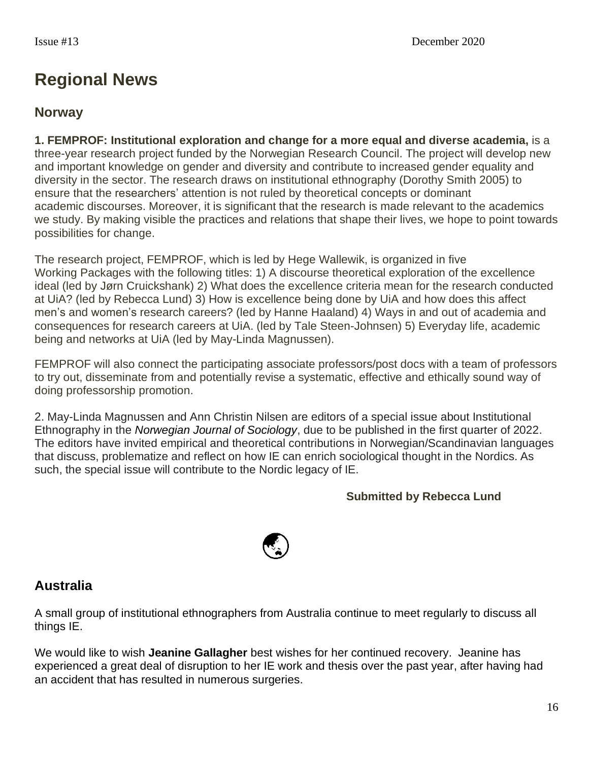# Regional News

## Norway

**1. FEMPROF: Institutional exploration and change for a more equal and diverse academia,** is a three-year research project funded by the Norwegian Research Council. The project will develop new and important knowledge on gender and diversity and contribute to increased gender equality and diversity in the sector. The research draws on institutional ethnography (Dorothy Smith 2005) to ensure that the researchers' attention is not ruled by theoretical concepts or dominant academic discourses. Moreover, it is significant that the research is made relevant to the academics we study. By making visible the practices and relations that shape their lives, we hope to point towards possibilities for change.

The research project, FEMPROF, which is led by Hege Wallewik, is organized in five Working Packages with the following titles: 1) A discourse theoretical exploration of the excellence ideal (led by Jørn Cruickshank) 2) What does the excellence criteria mean for the research conducted at UiA? (led by Rebecca Lund) 3) How is excellence being done by UiA and how does this affect men's and women's research careers? (led by Hanne Haaland) 4) Ways in and out of academia and consequences for research careers at UiA. (led by Tale Steen-Johnsen) 5) Everyday life, academic being and networks at UiA (led by May-Linda Magnussen).

FEMPROF will also connect the participating associate professors/post docs with a team of professors to try out, disseminate from and potentially revise a systematic, effective and ethically sound way of doing professorship promotion.

2. May-Linda Magnussen and Ann Christin Nilsen are editors of a special issue about Institutional Ethnography in the *Norwegian Journal of Sociology*, due to be published in the first quarter of 2022. The editors have invited empirical and theoretical contributions in Norwegian/Scandinavian languages that discuss, problematize and reflect on how IE can enrich sociological thought in the Nordics. As such, the special issue will contribute to the Nordic legacy of IE.

**Submitted by Rebecca Lund**

## Australia

A small group of institutional ethnographers from Australia continue to meet regularly to discuss all things IE.

We would like to wish **Jeanine Gallagher** best wishes for her continued recovery. Jeanine has experienced a great deal of disruption to her IE work and thesis over the past year, after having had an accident that has resulted in numerous surgeries.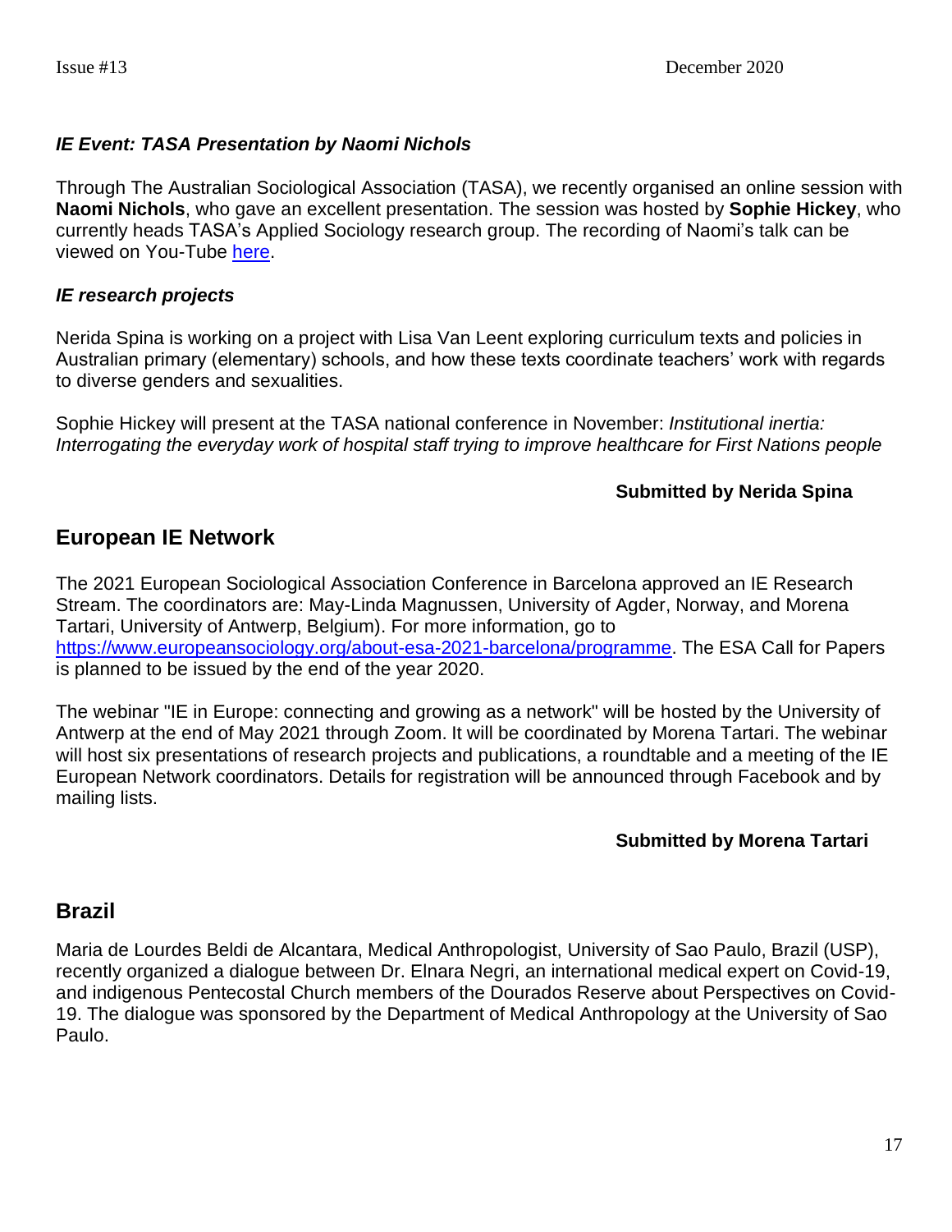### *IE Event: TASA Presentation by Naomi Nichols*

Through The Australian Sociological Association (TASA), we recently organised an online session with **Naomi Nichols**, who gave an excellent presentation. The session was hosted by **Sophie Hickey**, who currently heads TASA's Applied Sociology research group. The recording of Naomi's talk can be viewed on You-Tube [here](#).

### *IE research projects*

Nerida Spina is working on a project with Lisa Van Leent exploring curriculum texts and policies in Australian primary (elementary) schools, and how these texts coordinate teachers' work with regards to diverse genders and sexualities.

Sophie Hickey will present at the TASA national conference in November: *Institutional inertia: Interrogating the everyday work of hospital staff trying to improve healthcare for First Nations people*

**Submitted by Nerida Spina**

## European IE Network

The 2021 European Sociological Association Conference in Barcelona approved an IE Research Stream. The coordinators are: May-Linda Magnussen, University of Agder, Norway, and Morena Tartari, University of Antwerp, Belgium). For more information, go to [https://www.europeansociology.org/about-esa-2021-barcelona/programme](https://www.europeansociology.org/about-esa-2021-barcelona/programme). The ESA Call for Papers is planned to be issued by the end of the year 2020.

The webinar "IE in Europe: connecting and growing as a network" will be hosted by the University of Antwerp at the end of May 2021 through Zoom. It will be coordinated by Morena Tartari. The webinar will host six presentations of research projects and publications, a roundtable and a meeting of the IE European Network coordinators. Details for registration will be announced through Facebook and by mailing lists.

**Submitted by Morena Tartari**

## Brazil

Maria de Lourdes Beldi de Alcantara, Medical Anthropologist, University of Sao Paulo, Brazil (USP), recently organized a dialogue between Dr. Elnara Negri, an international medical expert on Covid-19, and indigenous Pentecostal Church members of the Dourados Reserve about Perspectives on Covid-19. The dialogue was sponsored by the Department of Medical Anthropology at the University of Sao Paulo.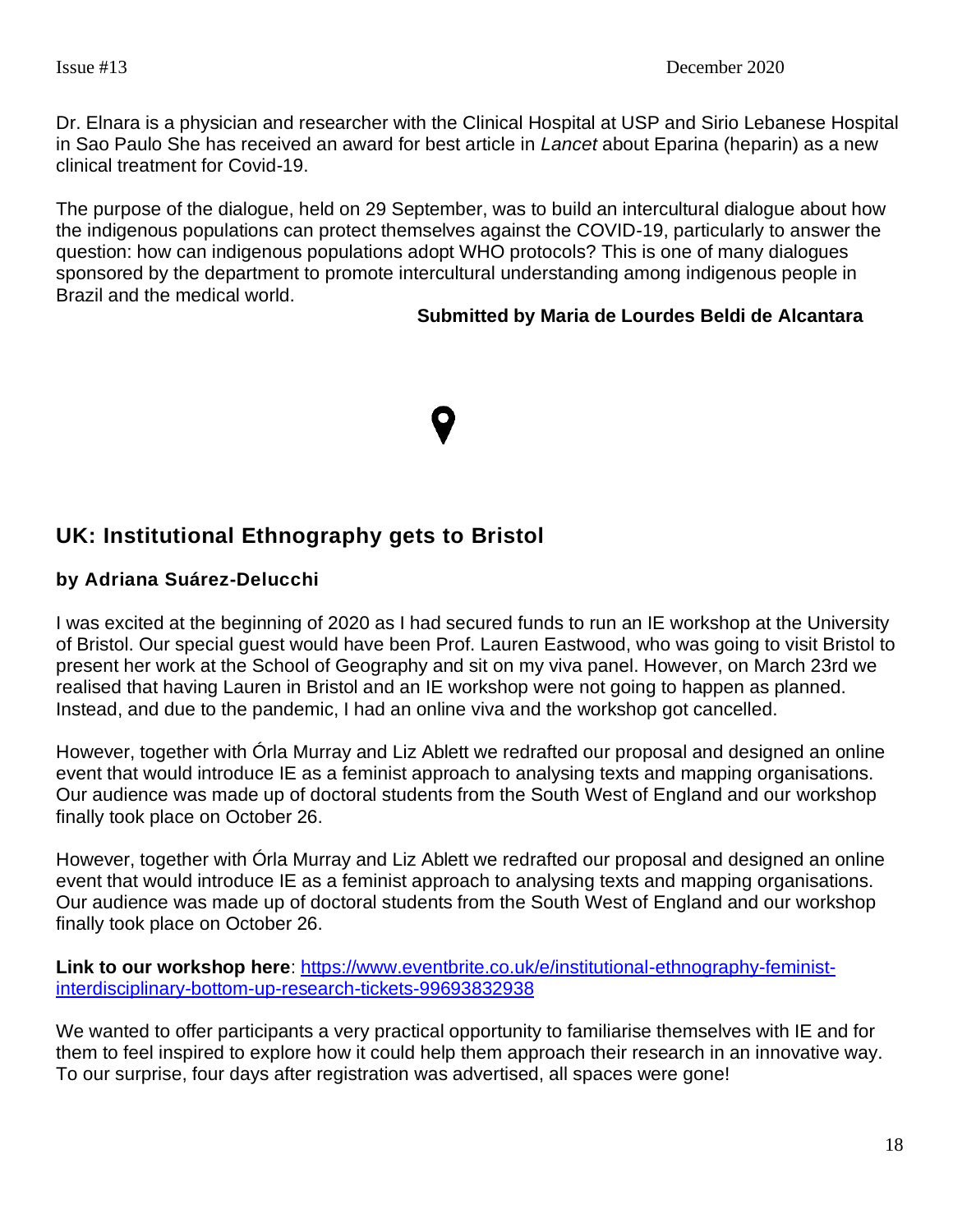Dr. Elnara is a physician and researcher with the Clinical Hospital at USP and Sirio Lebanese Hospital in Sao Paulo She has received an award for best article in *Lancet* about Eparina (heparin) as a new clinical treatment for Covid-19.

The purpose of the dialogue, held on 29 September, was to build an intercultural dialogue about how the indigenous populations can protect themselves against the COVID-19, particularly to answer the question: how can indigenous populations adopt WHO protocols? This is one of many dialogues sponsored by the department to promote intercultural understanding among indigenous people in Brazil and the medical world.

**Submitted by Maria de Lourdes Beldi de Alcantara**

## UK: Institutional Ethnography gets to Bristol

**by Adriana Suárez-Delucchi**

I was excited at the beginning of 2020 as I had secured funds to run an IE workshop at the University of Bristol. Our special guest would have been Prof. Lauren Eastwood, who was going to visit Bristol to present her work at the School of Geography and sit on my viva panel. However, on March 23rd we realised that having Lauren in Bristol and an IE workshop were not going to happen as planned. Instead, and due to the pandemic, I had an online viva and the workshop got cancelled.

However, together with Órla Murray and Liz Ablett we redrafted our proposal and designed an online event that would introduce IE as a feminist approach to analysing texts and mapping organisations. Our audience was made up of doctoral students from the South West of England and our workshop finally took place on October 26.

However, together with Órla Murray and Liz Ablett we redrafted our proposal and designed an online event that would introduce IE as a feminist approach to analysing texts and mapping organisations. Our audience was made up of doctoral students from the South West of England and our workshop finally took place on October 26.

**Link to our workshop here**: [https://www.eventbrite.co.uk/e/institutional-ethnography-feminist-interdisciplinary-bottom-up-research-tickets-99693832938](https://www.eventbrite.co.uk/e/institutional-ethnography-feminist-interdisciplinary-bottom-up-research-tickets-99693832938)

We wanted to offer participants a very practical opportunity to familiarise themselves with IE and for them to feel inspired to explore how it could help them approach their research in an innovative way. To our surprise, four days after registration was advertised, all spaces were gone!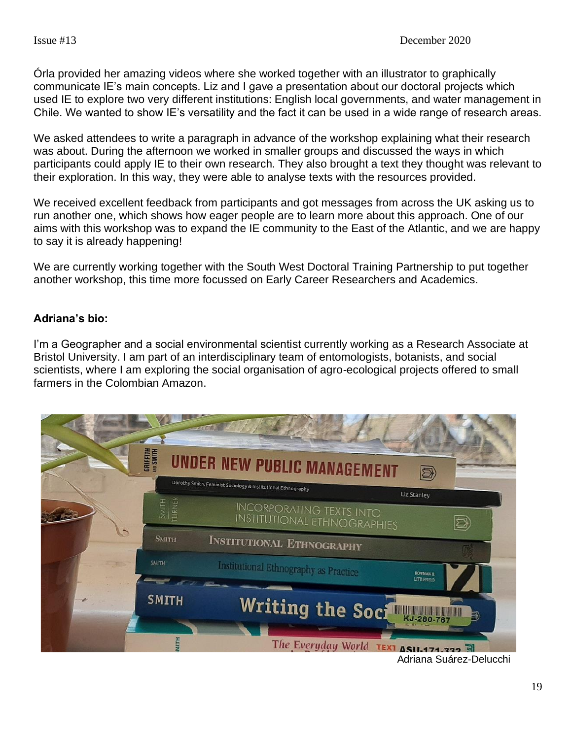Órla provided her amazing videos where she worked together with an illustrator to graphically communicate IE's main concepts. Liz and I gave a presentation about our doctoral projects which used IE to explore two very different institutions: English local governments, and water management in Chile. We wanted to show IE's versatility and the fact it can be used in a wide range of research areas.

We asked attendees to write a paragraph in advance of the workshop explaining what their research was about. During the afternoon we worked in smaller groups and discussed the ways in which participants could apply IE to their own research. They also brought a text they thought was relevant to their exploration. In this way, they were able to analyse texts with the resources provided.

We received excellent feedback from participants and got messages from across the UK asking us to run another one, which shows how eager people are to learn more about this approach. One of our aims with this workshop was to expand the IE community to the East of the Atlantic, and we are happy to say it is already happening!

We are currently working together with the South West Doctoral Training Partnership to put together another workshop, this time more focussed on Early Career Researchers and Academics.

**Adriana's bio:**

I'm a Geographer and a social environmental scientist currently working as a Research Associate at Bristol University. I am part of an interdisciplinary team of entomologists, botanists, and social scientists, where I am exploring the social organisation of agro-ecological projects offered to small farmers in the Colombian Amazon.

Adriana Suárez-Delucchi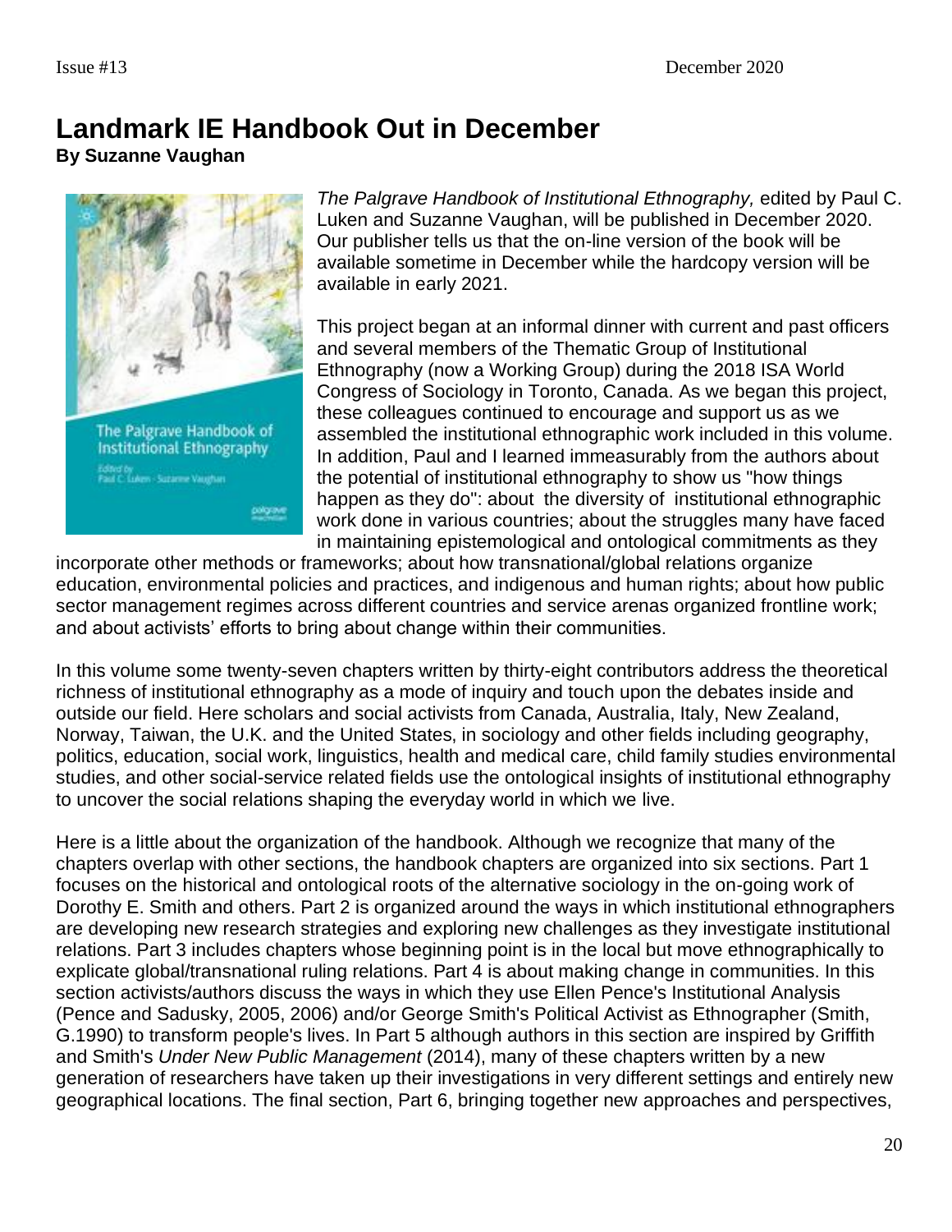# Landmark IE Handbook Out in December

**By Suzanne Vaughan**

*The Palgrave Handbook of Institutional Ethnography,* edited by Paul C. Luken and Suzanne Vaughan, will be published in December 2020. Our publisher tells us that the on-line version of the book will be available sometime in December while the hardcopy version will be available in early 2021.

This project began at an informal dinner with current and past officers and several members of the Thematic Group of Institutional Ethnography (now a Working Group) during the 2018 ISA World Congress of Sociology in Toronto, Canada. As we began this project, these colleagues continued to encourage and support us as we assembled the institutional ethnographic work included in this volume. In addition, Paul and I learned immeasurably from the authors about the potential of institutional ethnography to show us "how things happen as they do": about the diversity of institutional ethnographic work done in various countries; about the struggles many have faced in maintaining epistemological and ontological commitments as they incorporate other methods or frameworks; about how transnational/global relations organize education, environmental policies and practices, and indigenous and human rights; about how public sector management regimes across different countries and service arenas organized frontline work; and about activists' efforts to bring about change within their communities.

In this volume some twenty-seven chapters written by thirty-eight contributors address the theoretical richness of institutional ethnography as a mode of inquiry and touch upon the debates inside and outside our field. Here scholars and social activists from Canada, Australia, Italy, New Zealand, Norway, Taiwan, the U.K. and the United States, in sociology and other fields including geography, politics, education, social work, linguistics, health and medical care, child family studies environmental studies, and other social-service related fields use the ontological insights of institutional ethnography to uncover the social relations shaping the everyday world in which we live.

Here is a little about the organization of the handbook. Although we recognize that many of the chapters overlap with other sections, the handbook chapters are organized into six sections. Part 1 focuses on the historical and ontological roots of the alternative sociology in the on-going work of Dorothy E. Smith and others. Part 2 is organized around the ways in which institutional ethnographers are developing new research strategies and exploring new challenges as they investigate institutional relations. Part 3 includes chapters whose beginning point is in the local but move ethnographically to explicate global/transnational ruling relations. Part 4 is about making change in communities. In this section activists/authors discuss the ways in which they use Ellen Pence's Institutional Analysis (Pence and Sadusky, 2005, 2006) and/or George Smith's Political Activist as Ethnographer (Smith, G.1990) to transform people's lives. In Part 5 although authors in this section are inspired by Griffith and Smith's *Under New Public Management* (2014), many of these chapters written by a new generation of researchers have taken up their investigations in very different settings and entirely new geographical locations. The final section, Part 6, bringing together new approaches and perspectives,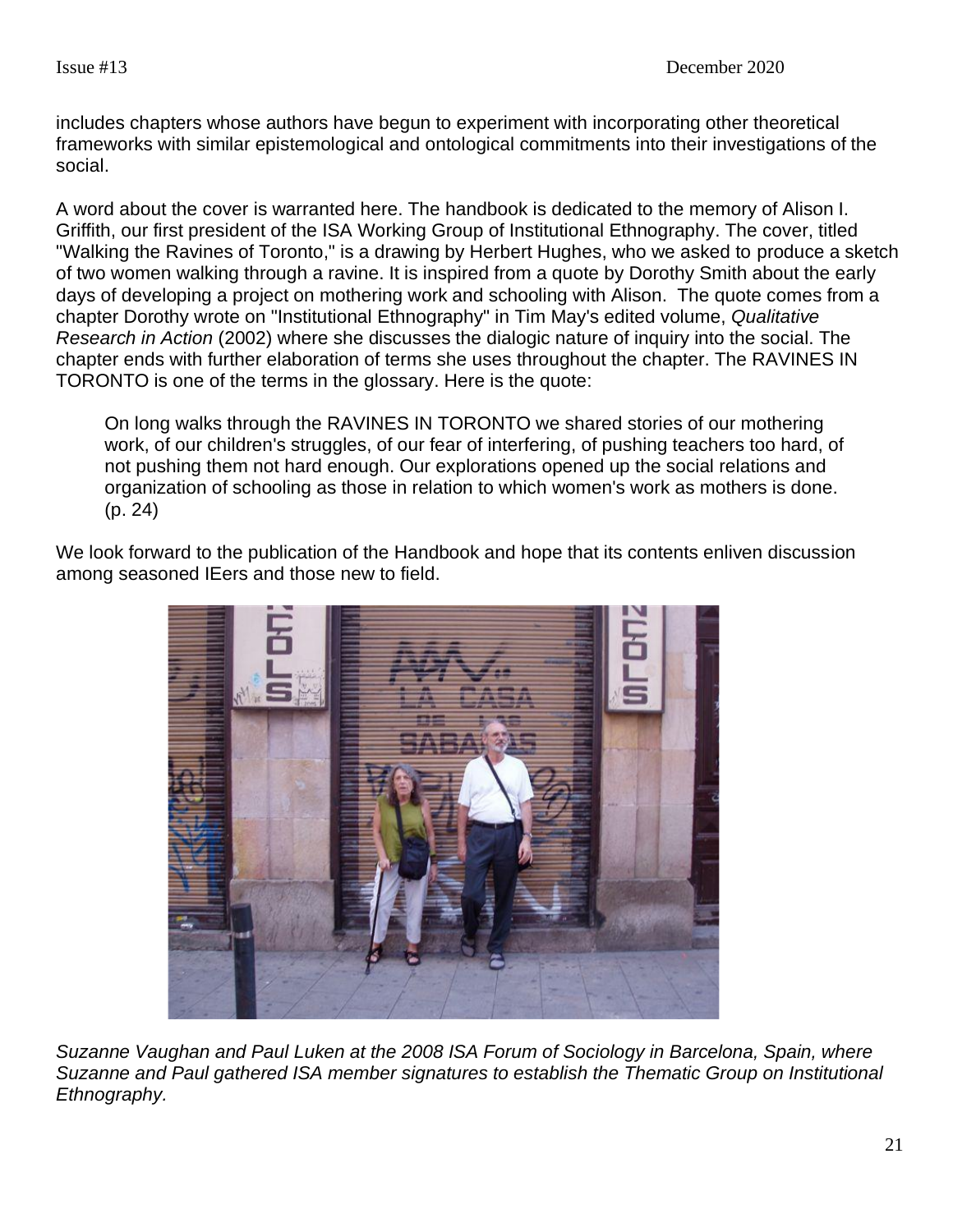includes chapters whose authors have begun to experiment with incorporating other theoretical frameworks with similar epistemological and ontological commitments into their investigations of the social.

A word about the cover is warranted here. The handbook is dedicated to the memory of Alison I. Griffith, our first president of the ISA Working Group of Institutional Ethnography. The cover, titled "Walking the Ravines of Toronto," is a drawing by Herbert Hughes, who we asked to produce a sketch of two women walking through a ravine. It is inspired from a quote by Dorothy Smith about the early days of developing a project on mothering work and schooling with Alison. The quote comes from a chapter Dorothy wrote on "Institutional Ethnography" in Tim May's edited volume, *Qualitative Research in Action* (2002) where she discusses the dialogic nature of inquiry into the social. The chapter ends with further elaboration of terms she uses throughout the chapter. The RAVINES IN TORONTO is one of the terms in the glossary. Here is the quote:

> On long walks through the RAVINES IN TORONTO we shared stories of our mothering work, of our children's struggles, of our fear of interfering, of pushing teachers too hard, of not pushing them not hard enough. Our explorations opened up the social relations and organization of schooling as those in relation to which women's work as mothers is done. (p. 24)

We look forward to the publication of the Handbook and hope that its contents enliven discussion among seasoned IEers and those new to field.

*Suzanne Vaughan and Paul Luken at the 2008 ISA Forum of Sociology in Barcelona, Spain, where Suzanne and Paul gathered ISA member signatures to establish the Thematic Group on Institutional Ethnography.*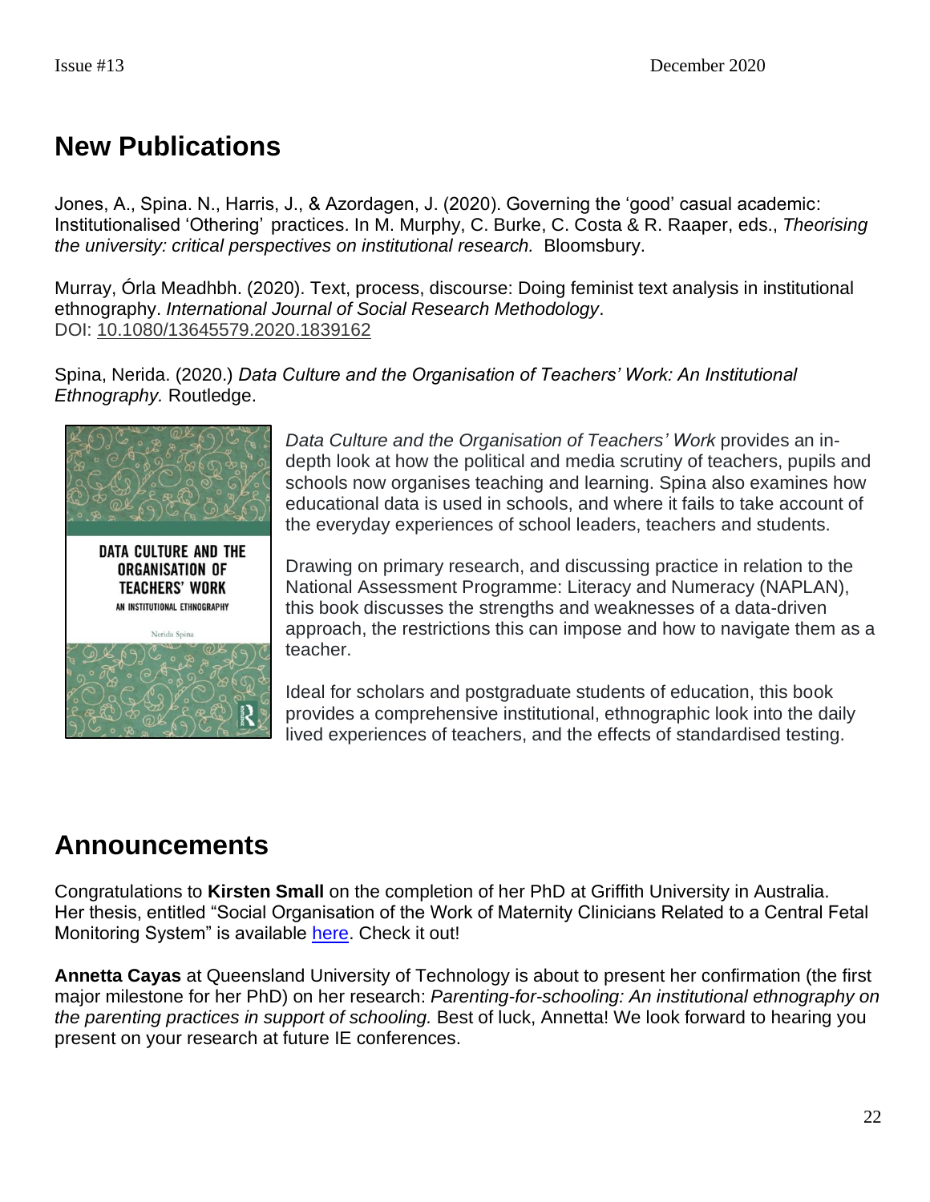## New Publications

Jones, A., Spina. N., Harris, J., & Azordagen, J. (2020). Governing the 'good' casual academic: Institutionalised 'Othering' practices. In M. Murphy, C. Burke, C. Costa & R. Raaper, eds., *Theorising the university: critical perspectives on institutional research.* Bloomsbury.

Murray, Órla Meadhbh. (2020). Text, process, discourse: Doing feminist text analysis in institutional ethnography. *International Journal of Social Research Methodology*. DOI: 10.1080/13645579.2020.1839162

Spina, Nerida. (2020.) *Data Culture and the Organisation of Teachers' Work: An Institutional Ethnography.* Routledge.

*Data Culture and the Organisation of Teachers' Work* provides an in-depth look at how the political and media scrutiny of teachers, pupils and schools now organises teaching and learning. Spina also examines how educational data is used in schools, and where it fails to take account of the everyday experiences of school leaders, teachers and students.

Drawing on primary research, and discussing practice in relation to the National Assessment Programme: Literacy and Numeracy (NAPLAN), this book discusses the strengths and weaknesses of a data-driven approach, the restrictions this can impose and how to navigate them as a teacher.

Ideal for scholars and postgraduate students of education, this book provides a comprehensive institutional, ethnographic look into the daily lived experiences of teachers, and the effects of standardised testing.

## Announcements

Congratulations to **Kirsten Small** on the completion of her PhD at Griffith University in Australia. Her thesis, entitled "Social Organisation of the Work of Maternity Clinicians Related to a Central Fetal Monitoring System" is available here. Check it out!

**Annetta Cayas** at Queensland University of Technology is about to present her confirmation (the first major milestone for her PhD) on her research: *Parenting-for-schooling: An institutional ethnography on the parenting practices in support of schooling.* Best of luck, Annetta! We look forward to hearing you present on your research at future IE conferences.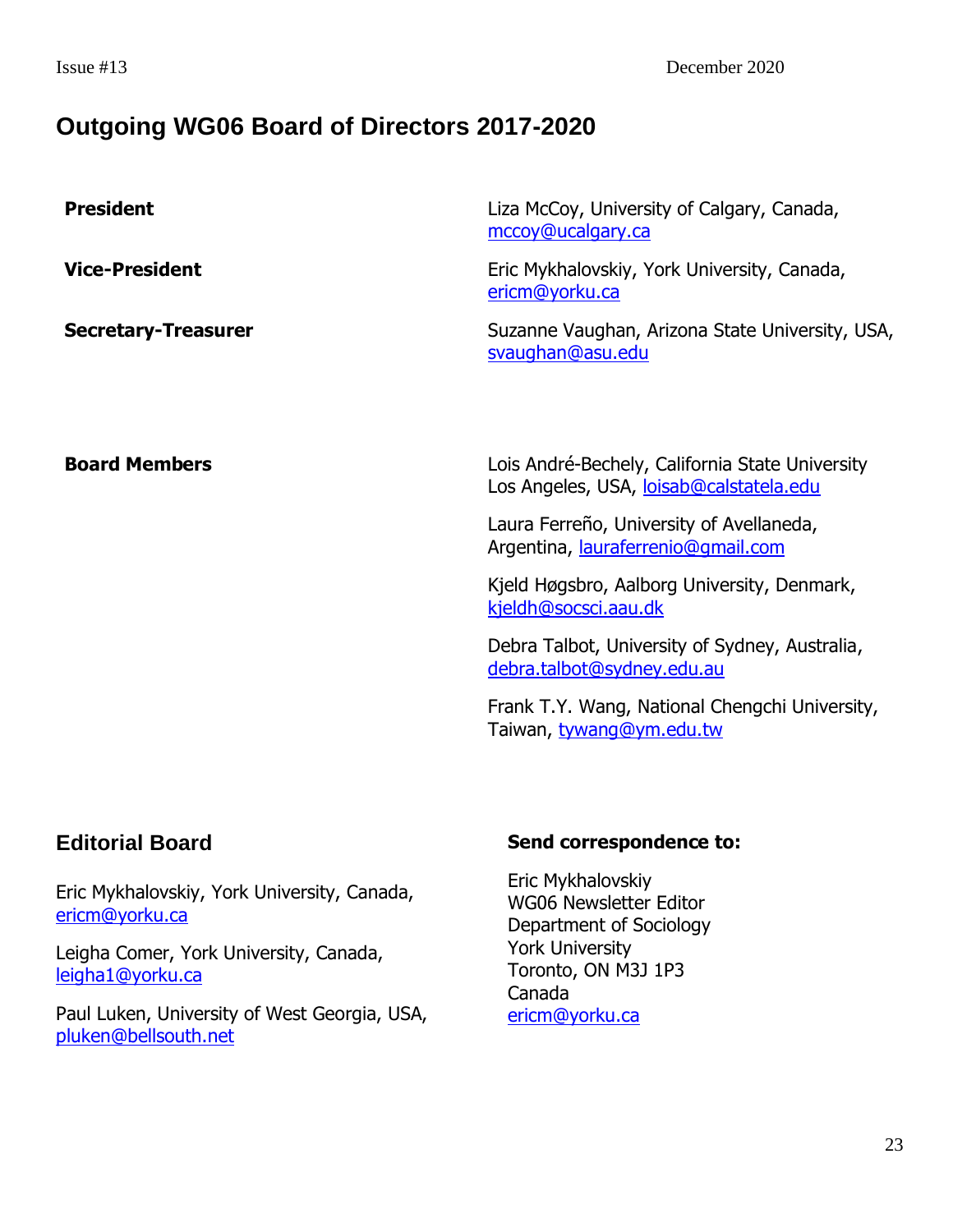## Outgoing WG06 Board of Directors 2017-2020

**President**

Liza McCoy, University of Calgary, Canada, mccoy@ucalgary.ca

**Vice-President**

Eric Mykhalovskiy, York University, Canada, ericm@yorku.ca

**Secretary-Treasurer**

Suzanne Vaughan, Arizona State University, USA, svaughan@asu.edu

**Board Members**

Lois André-Bechely, California State University Los Angeles, USA, loisab@calstatela.edu

Laura Ferreño, University of Avellaneda, Argentina, lauraferrenio@gmail.com

Kjeld Høgsbro, Aalborg University, Denmark, kjeldh@socsci.aau.dk

Debra Talbot, University of Sydney, Australia, debra.talbot@sydney.edu.au

Frank T.Y. Wang, National Chengchi University, Taiwan, tywang@ym.edu.tw

### Editorial Board

Eric Mykhalovskiy, York University, Canada, ericm@yorku.ca

Leigha Comer, York University, Canada, leigha1@yorku.ca

Paul Luken, University of West Georgia, USA, pluken@bellsouth.net

**Send correspondence to:**

Eric Mykhalovskiy
WG06 Newsletter Editor
Department of Sociology
York University
Toronto, ON M3J 1P3
Canada
ericm@yorku.ca